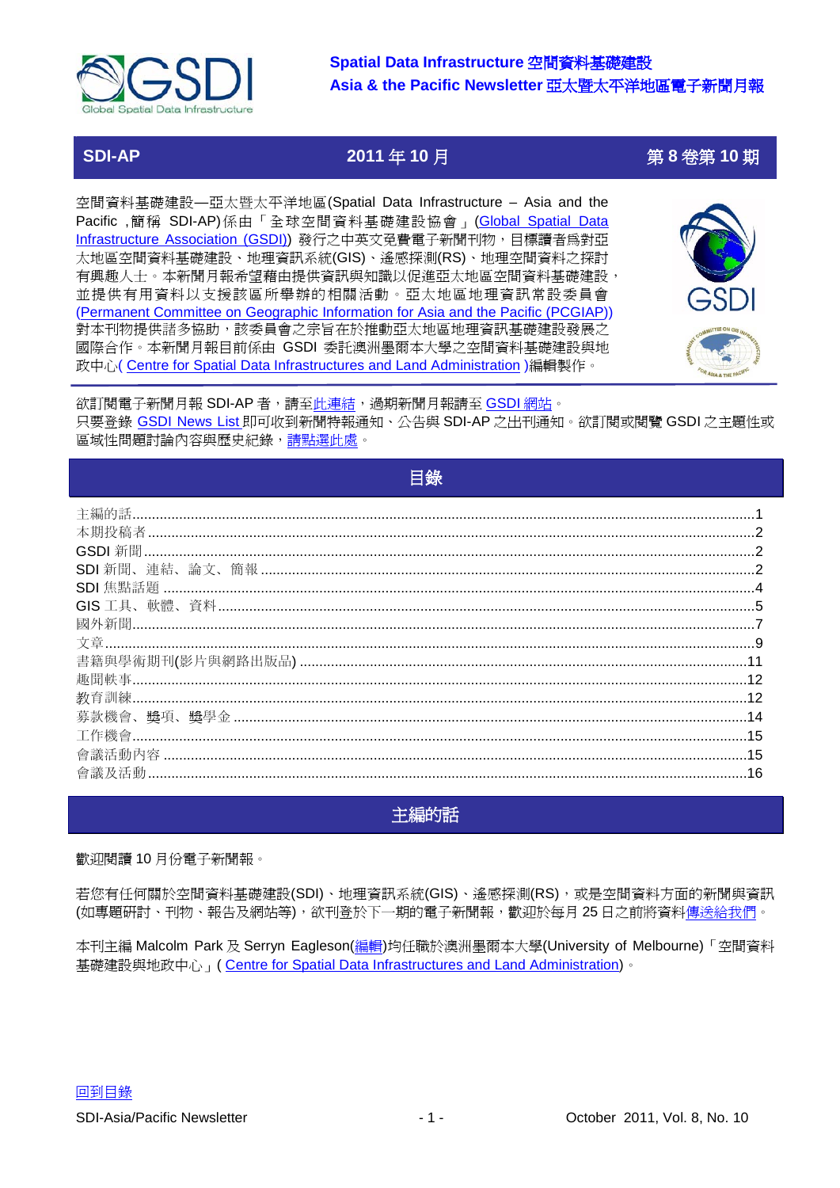# Spatial Data Infrastructure 空間資料基礎建設
# Asia & the Pacific Newsletter 亞太暨太平洋地區電子新聞月報

**SDI-AP　　2011 年 10 月　　第 8 卷第 10 期**

空間資料基礎建設—亞太暨太平洋地區(Spatial Data Infrastructure – Asia and the Pacific，簡稱 SDI-AP)係由「全球空間資料基礎建設協會」(Global Spatial Data Infrastructure Association (GSDI)) 發行之中英文免費電子新聞刊物，目標讀者爲對亞太地區空間資料基礎建設、地理資訊系統(GIS)、遙感探測(RS)、地理空間資料之探討有興趣人士。本新聞月報希望藉由提供資訊與知識以促進亞太地區空間資料基礎建設，並提供有用資料以支援該區所舉辦的相關活動。亞太地區地理資訊常設委員會 (Permanent Committee on Geographic Information for Asia and the Pacific (PCGIAP)) 對本刊物提供諸多協助，該委員會之宗旨在於推動亞太地區地理資訊基礎建設發展之國際合作。本新聞月報目前係由 GSDI 委託澳洲墨爾本大學之空間資料基礎建設與地政中心( Centre for Spatial Data Infrastructures and Land Administration )編輯製作。

欲訂閱電子新聞月報 SDI-AP 者，請至此連結，過期新聞月報請至 GSDI 網站。
只要登錄 GSDI News List 即可收到新聞特報通知、公告與 SDI-AP 之出刊通知。欲訂閱或閱覽 GSDI 之主題性或區域性問題討論內容與歷史紀錄，請點選此處。

## 目錄

主編的話....................1
本期投稿者....................2
GSDI 新聞....................2
SDI 新聞、連結、論文、簡報....................2
SDI 焦點話題....................4
GIS 工具、軟體、資料....................5
國外新聞....................7
文章....................9
書籍與學術期刊(影片與網路出版品)....................11
趣聞軼事....................12
教育訓練....................12
募款機會、獎項、獎學金....................14
工作機會....................15
會議活動內容....................15
會議及活動....................16

## 主編的話

歡迎閱讀 10 月份電子新聞報。

若您有任何關於空間資料基礎建設(SDI)、地理資訊系統(GIS)、遙感探測(RS)，或是空間資料方面的新聞與資訊(如專題研討、刊物、報告及網站等)，欲刊登於下一期的電子新聞報，歡迎於每月 25 日之前將資料傳送給我們。

本刊主編 Malcolm Park 及 Serryn Eagleson(編輯)均任職於澳洲墨爾本大學(University of Melbourne)「空間資料基礎建設與地政中心」( Centre for Spatial Data Infrastructures and Land Administration)。

回到目錄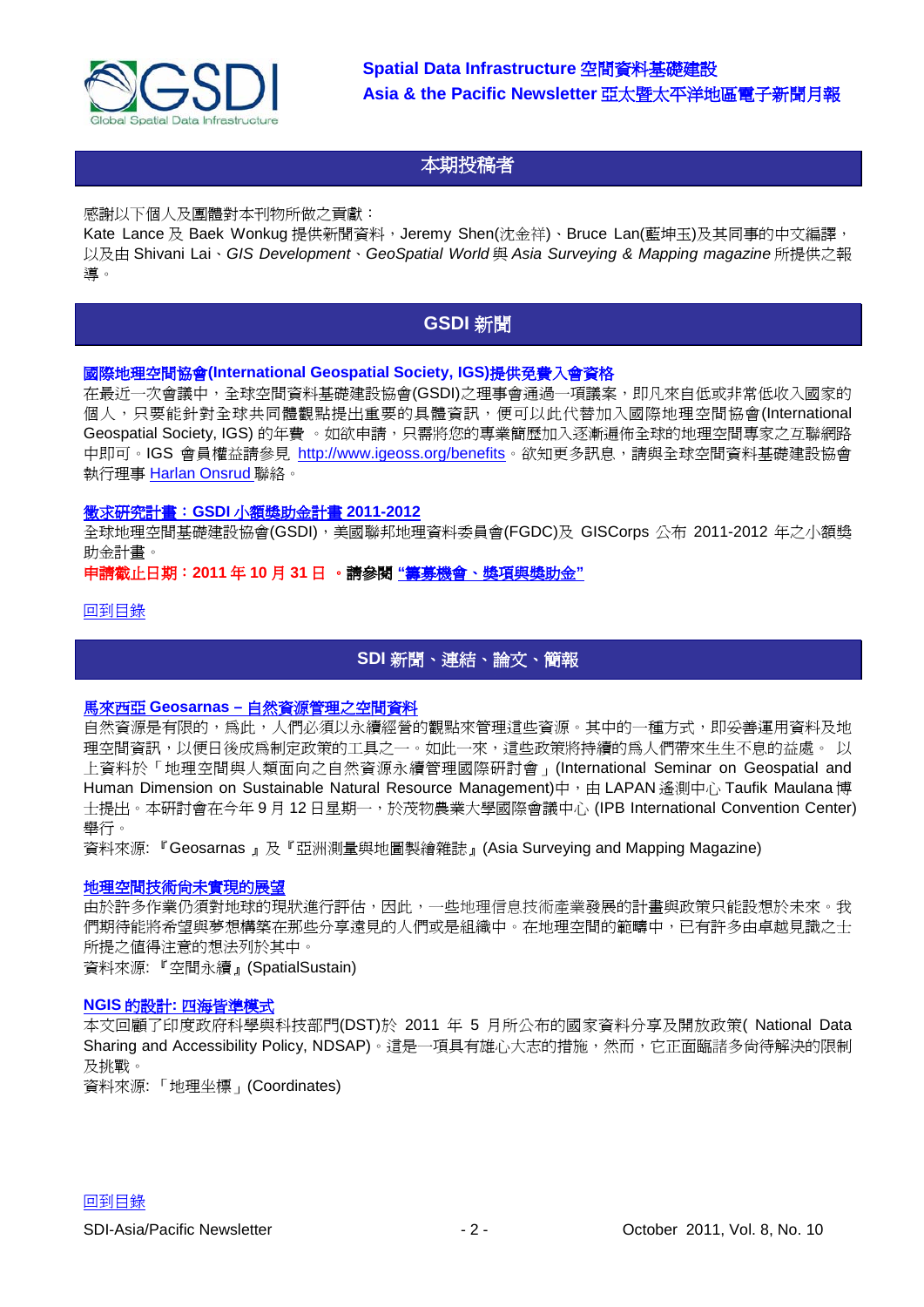## 本期投稿者

感謝以下個人及團體對本刊物所做之貢獻：

Kate Lance 及 Baek Wonkug 提供新聞資料，Jeremy Shen(沈金祥)、Bruce Lan(藍坤玉)及其同事的中文編譯，以及由 Shivani Lai、*GIS Development*、*GeoSpatial World* 與 *Asia Surveying & Mapping magazine* 所提供之報導。

## GSDI 新聞

### 國際地理空間協會(International Geospatial Society, IGS)提供免費入會資格

在最近一次會議中，全球空間資料基礎建設協會(GSDI)之理事會通過一項議案，即凡來自低或非常低收入國家的個人，只要能針對全球共同體觀點提出重要的具體資訊，便可以此代替加入國際地理空間協會(International Geospatial Society, IGS) 的年費 。如欲申請，只需將您的專業簡歷加入逐漸遍佈全球的地理空間專家之互聯網路中即可。IGS 會員權益請參見 http://www.igeoss.org/benefits。欲知更多訊息，請與全球空間資料基礎建設協會執行理事 Harlan Onsrud 聯絡。

### 徵求研究計畫：GSDI 小額獎助金計畫 2011-2012

全球地理空間基礎建設協會(GSDI)，美國聯邦地理資料委員會(FGDC)及 GISCorps 公布 2011-2012 年之小額獎助金計畫。

**申請截止日期：2011 年 10 月 31 日 。請參閱 "籌募機會、獎項與獎助金"**

回到目錄

## SDI 新聞、連結、論文、簡報

### 馬來西亞 Geosarnas – 自然資源管理之空間資料

自然資源是有限的，為此，人們必須以永續經營的觀點來管理這些資源。其中的一種方式，即妥善運用資料及地理空間資訊，以便日後成為制定政策的工具之一。如此一來，這些政策將持續的為人們帶來生生不息的益處。 以上資料於「地理空間與人類面向之自然資源永續管理國際研討會」(International Seminar on Geospatial and Human Dimension on Sustainable Natural Resource Management)中，由 LAPAN 遙測中心 Taufik Maulana 博士提出。本研討會在今年 9 月 12 日星期一，於茂物農業大學國際會議中心 (IPB International Convention Center)舉行。

資料來源: 『Geosarnas 』及『亞洲測量與地圖製繪雜誌』(Asia Surveying and Mapping Magazine)

### 地理空間技術尚未實現的展望

由於許多作業仍須對地球的現狀進行評估，因此，一些地理信息技術產業發展的計畫與政策只能設想於未來。我們期待能將希望與夢想構築在那些分享遠見的人們或是組織中。在地理空間的範疇中，已有許多由卓越見識之士所提之值得注意的想法列於其中。

資料來源: 『空間永續』(SpatialSustain)

### NGIS 的設計: 四海皆準模式

本文回顧了印度政府科學與科技部門(DST)於 2011 年 5 月所公布的國家資料分享及開放政策( National Data Sharing and Accessibility Policy, NDSAP)。這是一項具有雄心大志的措施，然而，它正面臨諸多尚待解決的限制及挑戰。

資料來源: 「地理坐標」(Coordinates)

回到目錄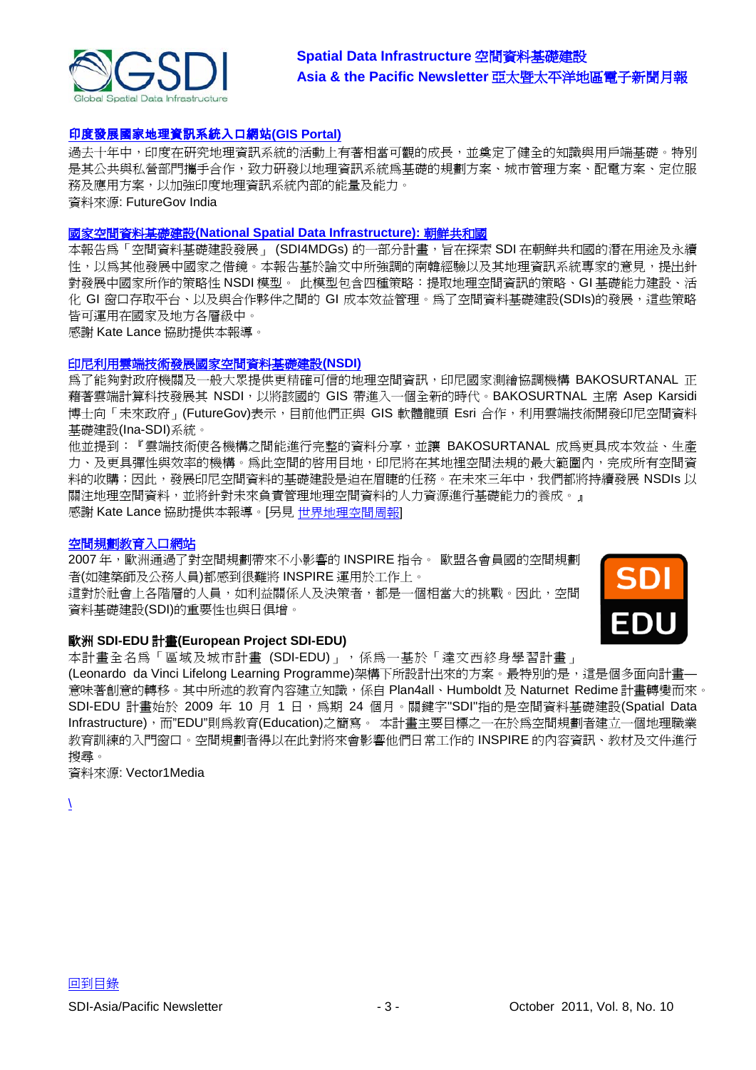## 印度發展國家地理資訊系統入口網站(GIS Portal)

過去十年中，印度在研究地理資訊系統的活動上有著相當可觀的成長，並奠定了健全的知識與用戶端基礎。特別是其公共與私營部門攜手合作，致力研發以地理資訊系統為基礎的規劃方案、城市管理方案、配電方案、定位服務及應用方案，以加強印度地理資訊系統內部的能量及能力。

資料來源: FutureGov India

## 國家空間資料基礎建設(National Spatial Data Infrastructure): 朝鮮共和國

本報告為「空間資料基礎建設發展」 (SDI4MDGs) 的一部分計畫，旨在探索 SDI 在朝鮮共和國的潛在用途及永續性，以為其他發展中國家之借鏡。本報告基於論文中所強調的南韓經驗以及其他地理資訊系統專家的意見，提出針對發展中國家所作的策略性 NSDI 模型。 此模型包含四種策略：提取地理空間資訊的策略、GI 基礎能力建設、活化 GI 窗口存取平台、以及與合作夥伴之間的 GI 成本效益管理。為了空間資料基礎建設(SDIs)的發展，這些策略皆可運用在國家及地方各層級中。

感謝 Kate Lance 協助提供本報導。

## 印尼利用雲端技術發展國家空間資料基礎建設(NSDI)

為了能夠對政府機關及一般大眾提供更精確可信的地理空間資訊，印尼國家測繪協調機構 BAKOSURTANAL 正藉著雲端計算科技發展其 NSDI，以將該國的 GIS 帶進入一個全新的時代。BAKOSURTANAL 主席 Asep Karsidi 博士向「未來政府」(FutureGov)表示，目前他們正與 GIS 軟體龍頭 Esri 合作，利用雲端技術開發印尼空間資料基礎建設(Ina-SDI)系統。

他並提到：『雲端技術使各機構之間能進行完整的資料分享，並讓 BAKOSURTANAL 成為更具成本效益、生產力、及更具彈性與效率的機構。為此空間的啟用目地，印尼將在其地裡空間法規的最大範圍內，完成所有空間資料的收購；因此，發展印尼空間資料的基礎建設是迫在眉睫的任務。在未來三年中，我們都將持續發展 NSDIs 以關注地理空間資料，並將針對未來負責管理地理空間資料的人力資源進行基礎能力的養成。』

感謝 Kate Lance 協助提供本報導。[另見 世界地理空間周報]

## 空間規劃教育入口網站

2007 年，歐洲通過了對空間規劃帶來不小影響的 INSPIRE 指令。 歐盟各會員國的空間規劃者(如建築師及公務人員)都感到很難將 INSPIRE 運用於工作上。

這對於社會上各階層的人員，如利益關係人及決策者，都是一個相當大的挑戰。因此，空間資料基礎建設(SDI)的重要性也與日俱增。

SDI EDU

### 歐洲 SDI-EDU 計畫(European Project SDI-EDU)

本計畫全名為「區域及城市計畫 (SDI-EDU)」，係為一基於「達文西終身學習計畫」(Leonardo da Vinci Lifelong Learning Programme)架構下所設計出來的方案。最特別的是，這是個多面向計畫—意味著創意的轉移。其中所述的教育內容建立知識，係自 Plan4all、Humboldt 及 Naturnet Redime 計畫轉變而來。SDI-EDU 計畫始於 2009 年 10 月 1 日，為期 24 個月。關鍵字"SDI"指的是空間資料基礎建設(Spatial Data Infrastructure)，而"EDU"則為教育(Education)之簡寫。 本計畫主要目標之一在於為空間規劃者建立一個地理職業教育訓練的入門窗口。空間規劃者得以在此對將來會影響他們日常工作的 INSPIRE 的內容資訊、教材及文件進行搜尋。

資料來源: Vector1Media

\

回到目錄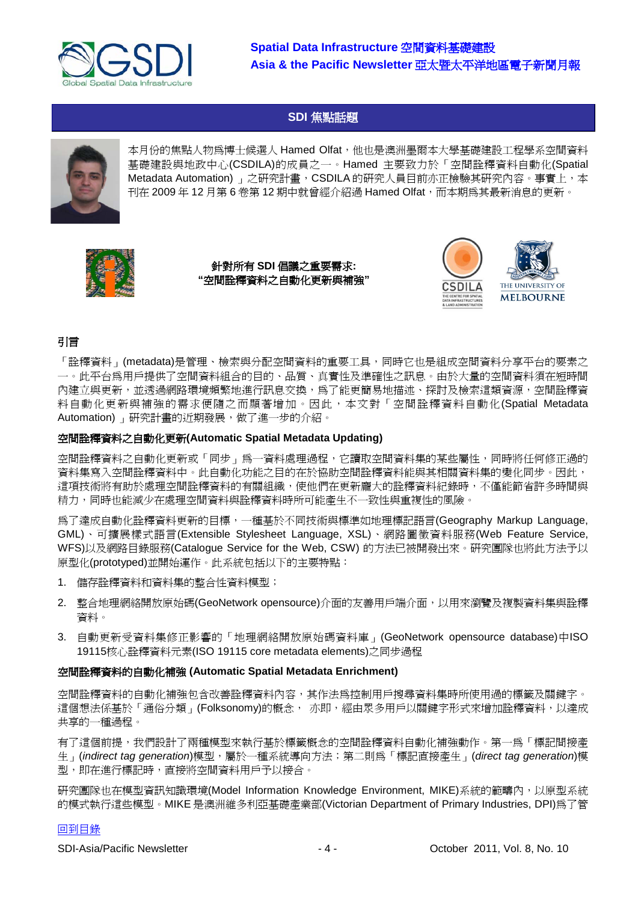## SDI 焦點話題

本月份的焦點人物為博士候選人 Hamed Olfat，他也是澳洲墨爾本大學基礎建設工程學系空間資料基礎建設與地政中心(CSDILA)的成員之一。Hamed 主要致力於「空間詮釋資料自動化(Spatial Metadata Automation)」之研究計畫，CSDILA 的研究人員目前亦正檢驗其研究內容。事實上，本刊在 2009 年 12 月第 6 卷第 12 期中就曾經介紹過 Hamed Olfat，而本期為其最新消息的更新。

**針對所有 SDI 倡議之重要需求:**
**"空間詮釋資料之自動化更新與補強"**

### 引言

「詮釋資料」(metadata)是管理、檢索與分配空間資料的重要工具，同時它也是組成空間資料分享平台的要素之一。此平台為用戶提供了空間資料組合的目的、品質、真實性及準確性之訊息。由於大量的空間資料須在短時間內建立與更新，並透過網路環境頻繁地進行訊息交換，為了能更簡易地描述、探討及檢索這類資源，空間詮釋資料自動化更新與補強的需求便隨之而顯著增加。因此，本文對「空間詮釋資料自動化(Spatial Metadata Automation)」研究計畫的近期發展，做了進一步的介紹。

### 空間詮釋資料之自動化更新(Automatic Spatial Metadata Updating)

空間詮釋資料之自動化更新或「同步」為一資料處理過程，它讀取空間資料集的某些屬性，同時將任何修正過的資料集寫入空間詮釋資料中。此自動化功能之目的在於協助空間詮釋資料能與其相關資料集的變化同步。因此，這項技術將有助於處理空間詮釋資料的有關組織，使他們在更新龐大的詮釋資料紀錄時，不僅能節省許多時間與精力，同時也能減少在處理空間資料與詮釋資料時所可能產生不一致性與重複性的風險。

為了達成自動化詮釋資料更新的目標，一種基於不同技術與標準如地理標記語言(Geography Markup Language, GML)、可擴展樣式語言(Extensible Stylesheet Language, XSL)、網路圖徵資料服務(Web Feature Service, WFS)以及網路目錄服務(Catalogue Service for the Web, CSW) 的方法已被開發出來。研究團隊也將此方法予以原型化(prototyped)並開始運作。此系統包括以下的主要特點：

1. 儲存詮釋資料和資料集的整合性資料模型；
2. 整合地理網絡開放原始碼(GeoNetwork opensource)介面的友善用戶端介面，以用來瀏覽及複製資料集與詮釋資料。
3. 自動更新受資料集修正影響的「地理網絡開放原始碼資料庫」(GeoNetwork opensource database)中ISO 19115核心詮釋資料元素(ISO 19115 core metadata elements)之同步過程

### 空間詮釋資料的自動化補強 (Automatic Spatial Metadata Enrichment)

空間詮釋資料的自動化補強包含改善詮釋資料內容，其作法為控制用戶搜尋資料集時所使用過的標籤及關鍵字。這個想法係基於「通俗分類」(Folksonomy)的概念， 亦即，經由眾多用戶以關鍵字形式來增加詮釋資料，以達成共享的一種過程。

有了這個前提，我們設計了兩種模型來執行基於標籤概念的空間詮釋資料自動化補強動作。第一為「標記間接產生」(*indirect tag generation*)模型，屬於一種系統導向方法；第二則為「標記直接產生」(*direct tag generation*)模型，即在進行標記時，直接將空間資料用戶予以接合。

研究團隊也在模型資訊知識環境(Model Information Knowledge Environment, MIKE)系統的範疇內，以原型系統的模式執行這些模型。MIKE 是澳洲維多利亞基礎產業部(Victorian Department of Primary Industries, DPI)為了管

回到目錄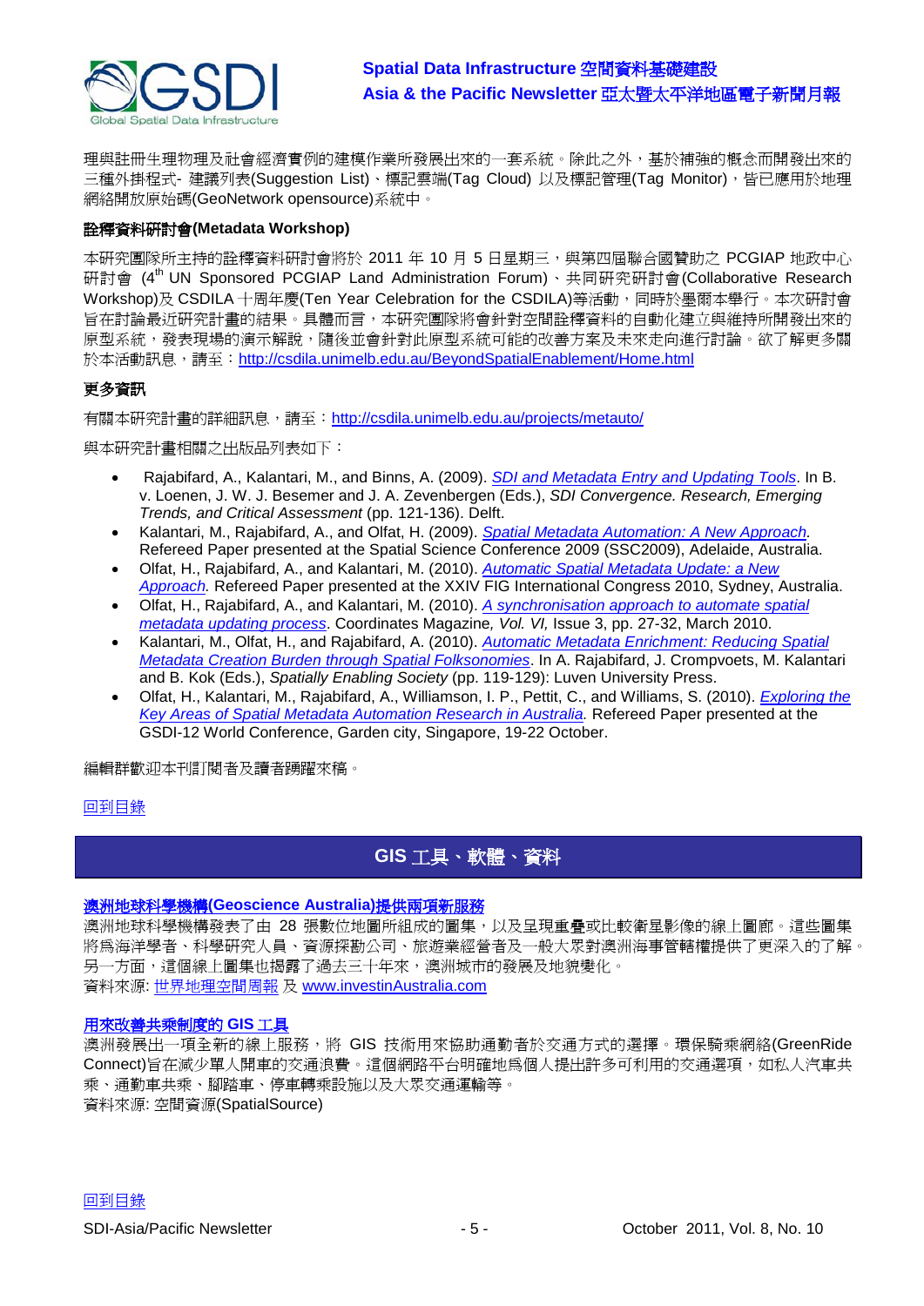理與註冊生理物理及社會經濟實例的建模作業所發展出來的一套系統。除此之外，基於補強的概念而開發出來的三種外掛程式- 建議列表(Suggestion List)、標記雲端(Tag Cloud) 以及標記管理(Tag Monitor)，皆已應用於地理網絡開放原始碼(GeoNetwork opensource)系統中。

### 詮釋資料研討會(Metadata Workshop)

本研究團隊所主持的詮釋資料研討會將於 2011 年 10 月 5 日星期三，與第四屆聯合國贊助之 PCGIAP 地政中心研討會 (4th UN Sponsored PCGIAP Land Administration Forum)、共同研究研討會(Collaborative Research Workshop)及 CSDILA 十周年慶(Ten Year Celebration for the CSDILA)等活動，同時於墨爾本舉行。本次研討會旨在討論最近研究計畫的結果。具體而言，本研究團隊將會針對空間詮釋資料的自動化建立與維持所開發出來的原型系統，發表現場的演示解說，隨後並會針對此原型系統可能的改善方案及未來走向進行討論。欲了解更多關於本活動訊息，請至：http://csdila.unimelb.edu.au/BeyondSpatialEnablement/Home.html

### 更多資訊

有關本研究計畫的詳細訊息，請至：http://csdila.unimelb.edu.au/projects/metauto/

與本研究計畫相關之出版品列表如下：

- Rajabifard, A., Kalantari, M., and Binns, A. (2009). *SDI and Metadata Entry and Updating Tools*. In B. v. Loenen, J. W. J. Besemer and J. A. Zevenbergen (Eds.), *SDI Convergence. Research, Emerging Trends, and Critical Assessment* (pp. 121-136). Delft.
- Kalantari, M., Rajabifard, A., and Olfat, H. (2009). *Spatial Metadata Automation: A New Approach*. Refereed Paper presented at the Spatial Science Conference 2009 (SSC2009), Adelaide, Australia.
- Olfat, H., Rajabifard, A., and Kalantari, M. (2010). *Automatic Spatial Metadata Update: a New Approach.* Refereed Paper presented at the XXIV FIG International Congress 2010, Sydney, Australia.
- Olfat, H., Rajabifard, A., and Kalantari, M. (2010). *A synchronisation approach to automate spatial metadata updating process*. Coordinates Magazine, *Vol. VI,* Issue 3, pp. 27-32, March 2010.
- Kalantari, M., Olfat, H., and Rajabifard, A. (2010). *Automatic Metadata Enrichment: Reducing Spatial Metadata Creation Burden through Spatial Folksonomies*. In A. Rajabifard, J. Crompvoets, M. Kalantari and B. Kok (Eds.), *Spatially Enabling Society* (pp. 119-129): Luven University Press.
- Olfat, H., Kalantari, M., Rajabifard, A., Williamson, I. P., Pettit, C., and Williams, S. (2010). *Exploring the Key Areas of Spatial Metadata Automation Research in Australia.* Refereed Paper presented at the GSDI-12 World Conference, Garden city, Singapore, 19-22 October.

編輯群歡迎本刊訂閱者及讀者踴躍來稿。

回到目錄

## GIS 工具、軟體、資料

### 澳洲地球科學機構(Geoscience Australia)提供兩項新服務

澳洲地球科學機構發表了由 28 張數位地圖所組成的圖集，以及呈現重疊或比較衛星影像的線上圖廊。這些圖集將為海洋學者、科學研究人員、資源探勘公司、旅遊業經營者及一般大眾對澳洲海事管轄權提供了更深入的了解。另一方面，這個線上圖集也揭露了過去三十年來，澳洲城市的發展及地貌變化。

資料來源: 世界地理空間周報 及 www.investinAustralia.com

### 用來改善共乘制度的 GIS 工具

澳洲發展出一項全新的線上服務，將 GIS 技術用來協助通勤者於交通方式的選擇。環保騎乘網絡(GreenRide Connect)旨在減少單人開車的交通浪費。這個網路平台明確地為個人提出許多可利用的交通選項，如私人汽車共乘、通勤車共乘、腳踏車、停車轉乘設施以及大眾交通運輸等。

資料來源: 空間資源(SpatialSource)

回到目錄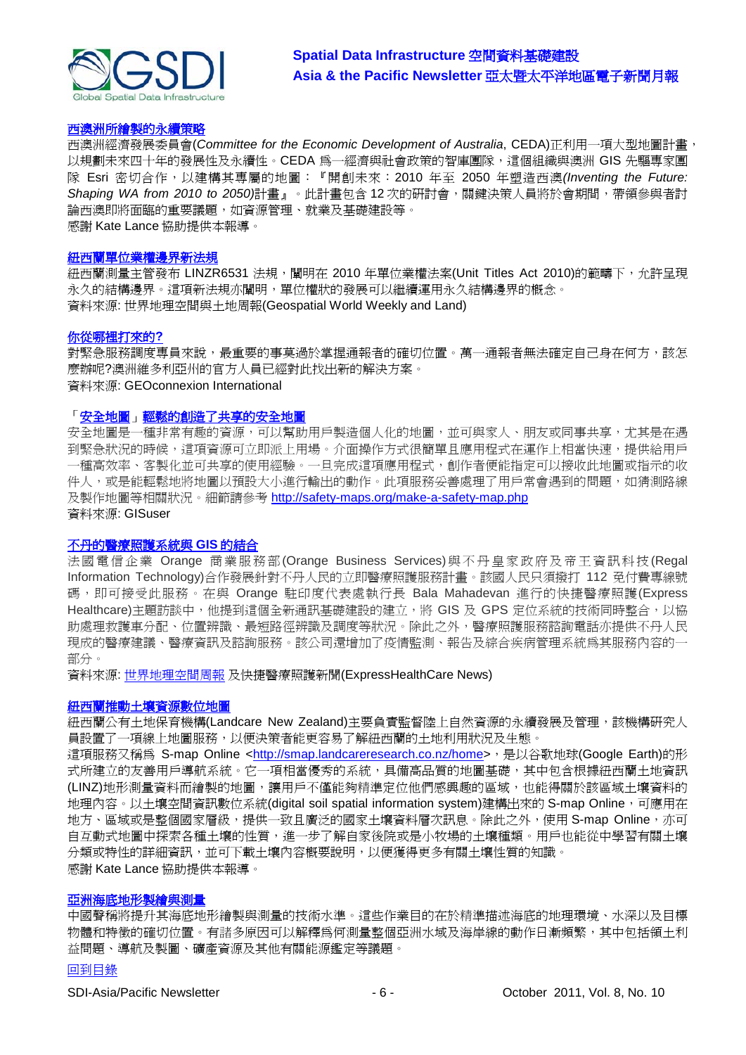### 西澳洲所繪製的永續策略

西澳洲經濟發展委員會(*Committee for the Economic Development of Australia*, CEDA)正利用一項大型地圖計畫，以規劃未來四十年的發展性及永續性。CEDA 為一經濟與社會政策的智庫團隊，這個組織與澳洲 GIS 先驅專家團隊 Esri 密切合作，以建構其專屬的地圖：『開創未來：2010 年至 2050 年塑造西澳*(Inventing the Future: Shaping WA from 2010 to 2050)*計畫』。此計畫包含 12 次的研討會，關鍵決策人員將於會期間，帶領參與者討論西澳即將面臨的重要議題，如資源管理、就業及基礎建設等。
感謝 Kate Lance 協助提供本報導。

### 紐西蘭單位業權邊界新法規

紐西蘭測量主管發布 LINZR6531 法規，闡明在 2010 年單位業權法案(Unit Titles Act 2010)的範疇下，允許呈現永久的結構邊界。這項新法規亦闡明，單位權狀的發展可以繼續運用永久結構邊界的概念。
資料來源: 世界地理空間與土地周報(Geospatial World Weekly and Land)

### 你從哪裡打來的?

對緊急服務調度專員來說，最重要的事莫過於掌握通報者的確切位置。萬一通報者無法確定自己身在何方，該怎麼辦呢?澳洲維多利亞州的官方人員已經對此找出新的解決方案。
資料來源: GEOconnexion International

### 「安全地圖」輕鬆的創造了共享的安全地圖

安全地圖是一種非常有趣的資源，可以幫助用戶製造個人化的地圖，並可與家人、朋友或同事共享，尤其是在遇到緊急狀況的時候，這項資源可立即派上用場。介面操作方式很簡單且應用程式在運作上相當快速，提供給用戶一種高效率、客製化並可共享的使用經驗。一旦完成這項應用程式，創作者便能指定可以接收此地圖或指示的收件人，或是能輕鬆地將地圖以預設大小進行輸出的動作。此項服務妥善處理了用戶常會遇到的問題，如猜測路線及製作地圖等相關狀況。細節請參考 http://safety-maps.org/make-a-safety-map.php
資料來源: GISuser

### 不丹的醫療照護系統與 GIS 的結合

法國電信企業 Orange 商業服務部(Orange Business Services)與不丹皇家政府及帝王資訊科技(Regal Information Technology)合作發展針對不丹人民的立即醫療照護服務計畫。該國人民只須撥打 112 免付費專線號碼，即可接受此服務。在與 Orange 駐印度代表處執行長 Bala Mahadevan 進行的快捷醫療照護(Express Healthcare)主題訪談中，他提到這個全新通訊基礎建設的建立，將 GIS 及 GPS 定位系統的技術同時整合，以協助處理救護車分配、位置辨識、最短路徑辨識及調度等狀況。除此之外，醫療照護服務諮詢電話亦提供不丹人民現成的醫療建議、醫療資訊及諮詢服務。該公司還增加了疫情監測、報告及綜合疾病管理系統為其服務內容的一部分。
資料來源: 世界地理空間周報 及快捷醫療照護新聞(ExpressHealthCare News)

### 紐西蘭推動土壤資源數位地圖

紐西蘭公有土地保育機構(Landcare New Zealand)主要負責監督陸上自然資源的永續發展及管理，該機構研究人員設置了一項線上地圖服務，以便決策者能更容易了解紐西蘭的土地利用狀況及生態。
這項服務又稱為 S-map Online <http://smap.landcareresearch.co.nz/home>，是以谷歌地球(Google Earth)的形式所建立的友善用戶導航系統。它一項相當優秀的系統，具備高品質的地圖基礎，其中包含根據紐西蘭土地資訊(LINZ)地形測量資料而繪製的地圖，讓用戶不僅能夠精準定位他們感興趣的區域，也能得關於該區域土壤資料的地理內容。以土壤空間資訊數位系統(digital soil spatial information system)建構出來的 S-map Online，可應用在地方、區域或是整個國家層級，提供一致且廣泛的國家土壤資料層次訊息。除此之外，使用 S-map Online，亦可自互動式地圖中探索各種土壤的性質，進一步了解自家後院或是小牧場的土壤種類。用戶也能從中學習有關土壤分類或特性的詳細資訊，並可下載土壤內容概要說明，以便獲得更多有關土壤性質的知識。
感謝 Kate Lance 協助提供本報導。

### 亞洲海底地形製繪與測量

中國聲稱將提升其海底地形繪製與測量的技術水準。這些作業目的在於精準描述海底的地理環境、水深以及目標物體和特徵的確切位置。有諸多原因可以解釋為何測量整個亞洲水域及海岸線的動作日漸頻繁，其中包括領土利益問題、導航及製圖、礦產資源及其他有關能源鑑定等議題。

回到目錄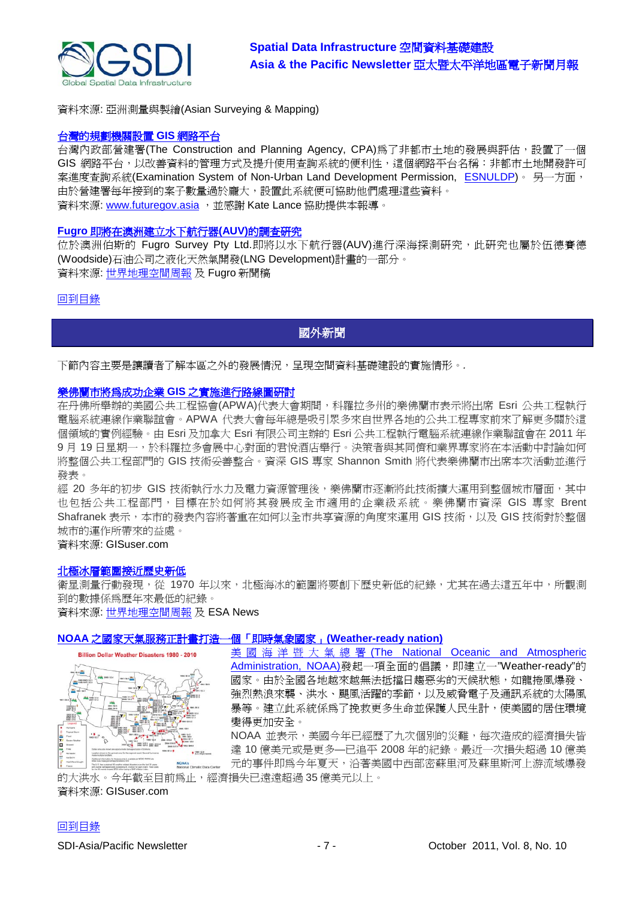資料來源: 亞洲測量與製繪(Asian Surveying & Mapping)

### 台灣的規劃機關設置 GIS 網路平台

台灣內政部營建署(The Construction and Planning Agency, CPA)爲了非都市土地的發展與評估，設置了一個GIS 網路平台，以改善資料的管理方式及提升使用查詢系統的便利性，這個網路平台名稱：非都市土地開發許可案進度查詢系統(Examination System of Non-Urban Land Development Permission, ESNULDP)。 另一方面，由於營建署每年接到的案子數量過於龐大，設置此系統便可協助他們處理這些資料。

資料來源: www.futuregov.asia ，並感謝 Kate Lance 協助提供本報導。

### Fugro 即將在澳洲建立水下航行器(AUV)的調查研究

位於澳洲伯斯的 Fugro Survey Pty Ltd.即將以水下航行器(AUV)進行深海探測研究，此研究也屬於伍德賽德(Woodside)石油公司之液化天然氣開發(LNG Development)計畫的一部分。

資料來源: 世界地理空間周報 及 Fugro 新聞稿

回到目錄

## 國外新聞

下節內容主要是讓讀者了解本區之外的發展情況，呈現空間資料基礎建設的實施情形。.

### 樂佛蘭市將爲成功企業 GIS 之實施進行路線圖研討

在丹佛所舉辦的美國公共工程協會(APWA)代表大會期間，科羅拉多州的樂佛蘭市表示將出席 Esri 公共工程執行電腦系統連線作業聯誼會。APWA 代表大會每年總是吸引眾多來自世界各地的公共工程專家前來了解更多關於這個領域的實例經驗。由 Esri 及加拿大 Esri 有限公司主辦的 Esri 公共工程執行電腦系統連線作業聯誼會在 2011 年 9 月 19 日星期一，於科羅拉多會展中心對面的君悅酒店舉行。決策者與其同儕和業界專家將在本活動中討論如何將整個公共工程部門的 GIS 技術妥善整合。資深 GIS 專家 Shannon Smith 將代表樂佛蘭市出席本次活動並進行發表。

經 20 多年的初步 GIS 技術執行水力及電力資源管理後，樂佛蘭市逐漸將此技術擴大運用到整個城市層面，其中也包括公共工程部門，目標在於如何將其發展成全市適用的企業級系統。樂佛蘭市資深 GIS 專家 Brent Shafranek 表示，本市的發表內容將著重在如何以全市共享資源的角度來運用 GIS 技術，以及 GIS 技術對於整個城市的運作所帶來的益處。

資料來源: GISuser.com

### 北極冰層範圍接近歷史新低

衛星測量行動發現，從 1970 年以來，北極海冰的範圍將要創下歷史新低的紀錄，尤其在過去這五年中，所觀測到的數據係爲歷年來最低的紀錄。

資料來源: 世界地理空間周報 及 ESA News

### NOAA 之國家天氣服務正計畫打造一個「即時氣象國家」(Weather-ready nation)

美國海洋暨大氣總署(The National Oceanic and Atmospheric Administration, NOAA)發起一項全面的倡議，即建立一"Weather-ready"的國家。由於全國各地越來越無法抵擋日趨惡劣的天候狀態，如龍捲風爆發、強烈熱浪來襲、洪水、颶風活躍的季節，以及威脅電子及通訊系統的太陽風暴等。建立此系統係爲了挽救更多生命並保護人民生計，使美國的居住環境變得更加安全。

NOAA 並表示，美國今年已經歷了九次個別的災難，每次造成的經濟損失皆達 10 億美元或是更多—已追平 2008 年的紀錄。最近一次損失超過 10 億美元的事件即爲今年夏天，沿著美國中西部密蘇里河及蘇里斯河上游流域爆發的大洪水。今年截至目前爲止，經濟損失已遠遠超過 35 億美元以上。

資料來源: GISuser.com

回到目錄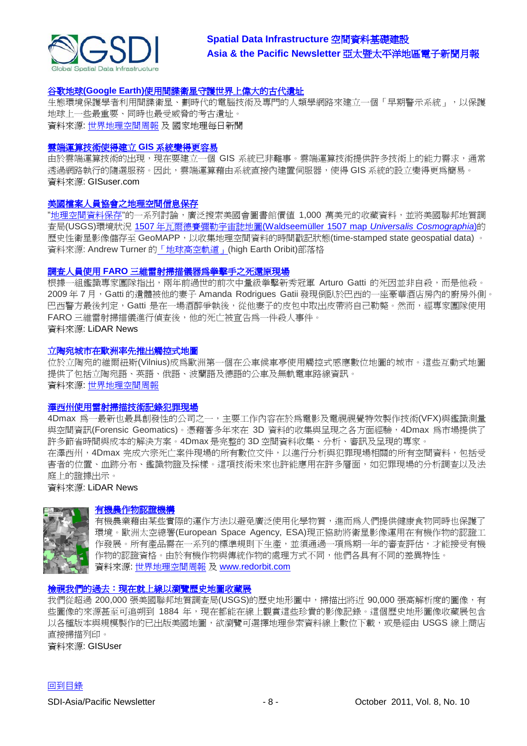### 谷歌地球(Google Earth)使用間諜衛星守護世界上偉大的古代遺址

生態環境保護學者利用間諜衛星、劃時代的電腦技術及專門的人類學網路來建立一個「早期警示系統」，以保護地球上一些最重要、同時也最受威脅的考古遺址。
資料來源: 世界地理空間周報 及 國家地理每日新聞

### 雲端運算技術使得建立 GIS 系統變得更容易

由於雲端運算技術的出現，現在要建立一個 GIS 系統已非難事。雲端運算技術提供許多技術上的能力需求，通常透過網路執行的隨選服務。因此，雲端運算藉由系統直接內建伺服器，使得 GIS 系統的設立變得更爲簡易。
資料來源: GISuser.com

### 美國檔案人員協會之地理空間信息保存

"地理空間資料保存"的一系列討論，廣泛搜索美國會圖書館價值 1,000 萬美元的收藏資料，並將美國聯邦地質調查局(USGS)環境狀況 1507 年瓦爾德賽彌勒宇宙誌地圖(Waldseemüller 1507 map *Universalis Cosmographia*)的歷史性衛星影像儲存至 GeoMAPP，以收集地理空間資料的時間戳記狀態(time-stamped state geospatial data)。
資料來源: Andrew Turner 的「地球高空軌道」(high Earth Oribit)部落格

### 調查人員使用 FARO 三維雷射掃描儀器爲拳擊手之死還原現場

根據一組鑑識專家團隊指出，兩年前過世的前次中量級拳擊新秀冠軍 Arturo Gatti 的死因並非自殺，而是他殺。2009 年 7 月，Gatti 的遺體被他的妻子 Amanda Rodrigues Gatii 發現倒臥於巴西的一座豪華酒店房內的廚房外側。巴西警方最後判定，Gatti 是在一場酒醉爭執後，從他妻子的皮包中取出皮帶將自己勒斃。然而，經專家團隊使用 FARO 三維雷射掃描儀進行偵查後，他的死亡被宣告爲一件殺人事件。
資料來源: LiDAR News

### 立陶宛城市在歐洲率先推出觸控式地圖

位於立陶宛的維爾紐斯(Vilnius)成爲歐洲第一個在公車候車亭使用觸控式感應數位地圖的城市。這些互動式地圖提供了包括立陶宛語、英語、俄語、波蘭語及德語的公車及無軌電車路線資訊。
資料來源: 世界地理空間周報

### 澤西州使用雷射掃描技術記錄犯罪現場

4Dmax 爲一最新也最具創發性的公司之一，主要工作內容在於爲電影及電視視覺特效製作技術(VFX)與鑑識測量與空間資訊(Forensic Geomatics)。憑藉著多年來在 3D 資料的收集與呈現之各方面經驗，4Dmax 爲市場提供了許多節省時間與成本的解決方案。4Dmax 是完整的 3D 空間資料收集、分析、審訊及呈現的專家。
在澤西州，4Dmax 完成六宗死亡案件現場的所有數位文件，以進行分析與犯罪現場相關的所有空間資料，包括受害者的位置、血跡分布、鑑識物證及採樣。這項技術未來也許能應用在許多層面，如犯罪現場的分析調查以及法庭上的證據出示。
資料來源: LiDAR News

### 有機農作物認證機構

有機農業藉由某些實際的運作方法以避免廣泛使用化學物質，進而爲人們提供健康食物同時也保護了環境。歐洲太空總署(European Space Agency, ESA)現正協助將衛星影像運用在有機作物的認證工作發展。所有產品需在一系列的標準規則下生產，並須通過一項爲期一年的審查評估，才能接受有機作物的認證資格。由於有機作物與傳統作物的處理方式不同，他們各具有不同的差異特性。
資料來源: 世界地理空間周報 及 www.redorbit.com

### 檢視我們的過去：現在就上線以瀏覽歷史地圖收藏展

我們從超過 200,000 張美國聯邦地質調查局(USGS)的歷史地形圖中，掃描出將近 90,000 張高解析度的圖像，有些圖像的來源甚至可追朔到 1884 年，現在都能在線上觀賞這些珍貴的影像記錄。這個歷史地形圖像收藏展包含以各種版本與規模製作的已出版美國地圖，欲瀏覽可選擇地理參索資料線上數位下載，或是經由 USGS 線上商店直接掃描列印。
資料來源: GISUser

回到目錄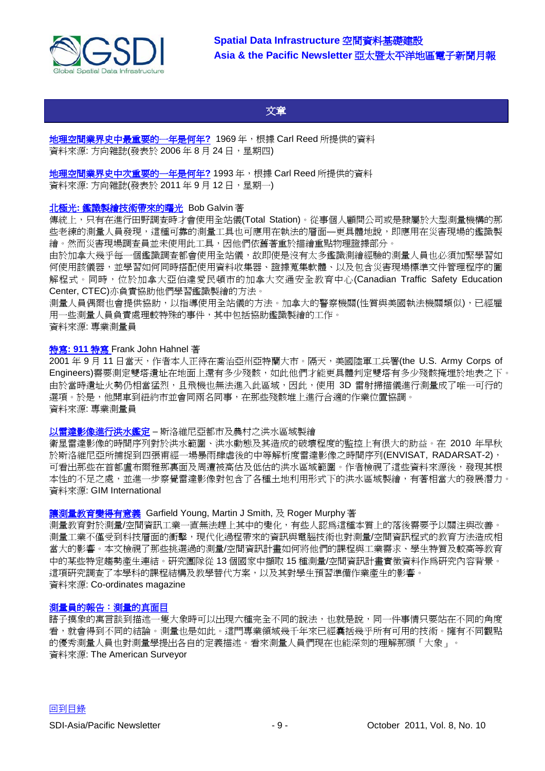## 文章

**地理空間業界史中最重要的一年是何年?** 1969 年，根據 Carl Reed 所提供的資料
資料來源: 方向雜誌(發表於 2006 年 8 月 24 日，星期四)

**地理空間業界史中次重要的一年是何年?** 1993 年，根據 Carl Reed 所提供的資料
資料來源: 方向雜誌(發表於 2011 年 9 月 12 日，星期一)

**北極光: 鑑識製繪技術帶來的曙光** Bob Galvin 著
傳統上，只有在進行田野調查時才會使用全站儀(Total Station)。從事個人顧問公司或是隸屬於大型測量機構的那些老練的測量人員發現，這種可靠的測量工具也可應用在執法的層面—更具體地說，即應用在災害現場的鑑識製繪。然而災害現場調查員並未使用此工具，因他們依舊著重於描繪重點物理證據部分。
由於加拿大幾乎每一個鑑識調查都會使用全站儀，故即使是沒有太多鑑識測繪經驗的測量人員也必須加緊學習如何使用該儀器，並學習如何同時搭配使用資料收集器、證據蒐集軟體、以及包含災害現場標準文件管理程序的圖解程式。同時，位於加拿大亞伯達愛民頓市的加拿大交通安全教育中心(Canadian Traffic Safety Education Center, CTEC)亦負責協助他們學習鑑識製繪的方法。
測量人員偶爾也會提供協助，以指導使用全站儀的方法。加拿大的警察機關(性質與美國執法機關類似)，已經雇用一些測量人員負責處理較特殊的事件，其中包括協助鑑識製繪的工作。
資料來源: 專業測量員

**特寫: 911 特寫** Frank John Hahnel 著
2001 年 9 月 11 日當天，作者本人正待在喬治亞州亞特蘭大市。隔天，美國陸軍工兵署(the U.S. Army Corps of Engineers)需要測定雙塔遺址在地面上還有多少殘骸，如此他們才能更具體判定雙塔有多少殘骸掩埋於地表之下。由於當時遺址火勢仍相當猛烈，且飛機也無法進入此區域，因此，使用 3D 雷射掃描儀進行測量成了唯一可行的選項。於是，他開車到紐約市並會同兩名同事，在那些殘骸堆上進行合適的作業位置協調。
資料來源: 專業測量員

**以雷達影像進行洪水鑑定** – 斯洛維尼亞都市及農村之洪水區域製繪
衛星雷達影像的時間序列對於洪水範圍、洪水動態及其造成的破壞程度的監控上有很大的助益。在 2010 年早秋於斯洛維尼亞所捕捉到四張甫經一場暴雨肆虐後的中等解析度雷達影像之時間序列(ENVISAT, RADARSAT-2)，可看出那些在首都盧布爾雅那裏面及周遭被高估及低估的洪水區域範圍。作者檢視了這些資料來源後，發現其根本性的不足之處，並進一步察覺雷達影像對包含了各種土地利用形式下的洪水區域製繪，有著相當大的發展潛力。
資料來源: GIM International

**讓測量教育變得有意義** Garfield Young, Martin J Smith, 及 Roger Murphy 著
測量教育對於測量/空間資訊工業一直無法趕上其中的變化，有些人認爲這種本質上的落後需要予以關注與改善。測量工業不僅受到科技層面的衝擊，現代化過程帶來的資訊與電腦技術也對測量/空間資訊程式的教育方法造成相當大的影響。本文檢視了那些挑選過的測量/空間資訊計畫如何將他們的課程與工業需求、學生特質及較高等教育中的某些特定趨勢產生連結。研究團隊從 13 個國家中擷取 15 種測量/空間資訊計畫實徵資料作爲研究內容背景。這項研究調查了本學科的課程結構及教學替代方案，以及其對學生預習準備作業產生的影響。
資料來源: Co-ordinates magazine

**測量員的報告：測量的真面目**
瞎子摸象的寓言談到描述一隻大象時可以出現六種完全不同的說法，也就是說，同一件事情只要站在不同的角度看，就會得到不同的結論。測量也是如此。這門專業領域幾千年來已經囊括幾乎所有可用的技術。擁有不同觀點的優秀測量人員也對測量學提出各自的定義描述。看來測量人員們現在也能深刻的理解那頭「大象」。
資料來源: The American Surveyor

回到目錄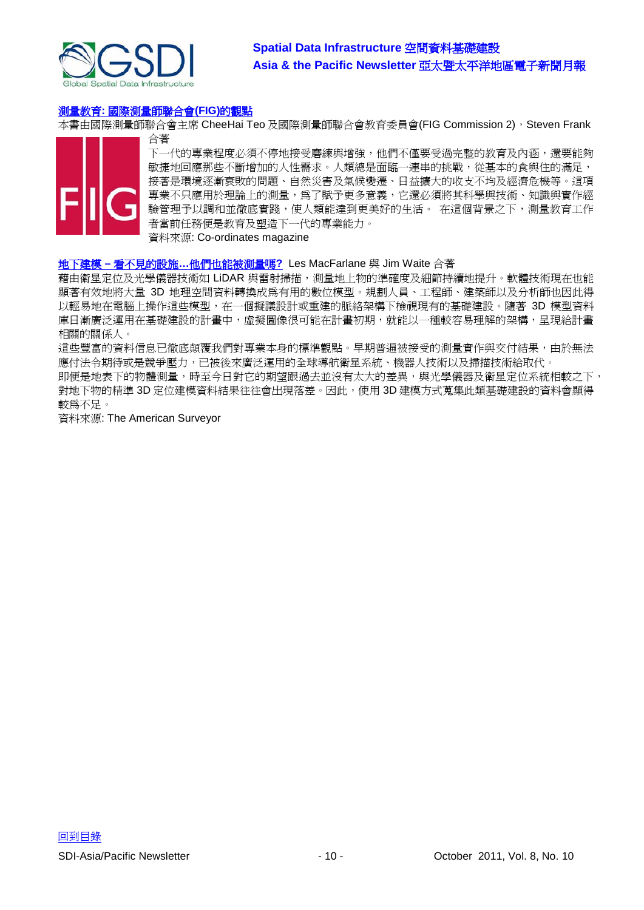**測量教育: 國際測量師聯合會(FIG)的觀點**

本書由國際測量師聯合會主席 CheeHai Teo 及國際測量師聯合會教育委員會(FIG Commission 2)，Steven Frank 合著

下一代的專業程度必須不停地接受磨練與增強，他們不僅要受過完整的教育及內涵，還要能夠敏捷地回應那些不斷增加的人性需求。人類總是面臨一連串的挑戰，從基本的食與住的滿足，接著是環境逐漸衰敗的問題、自然災害及氣候變遷、日益擴大的收支不均及經濟危機等。這項專業不只應用於理論上的測量，為了賦予更多意義，它還必須將其科學與技術、知識與實作經驗管理予以調和並徹底實踐，使人類能達到更美好的生活。 在這個背景之下，測量教育工作者當前任務便是教育及塑造下一代的專業能力。

資料來源: Co-ordinates magazine

**地下建模－看不見的設施…他們也能被測量嗎?** Les MacFarlane 與 Jim Waite 合著

藉由衛星定位及光學儀器技術如 LiDAR 與雷射掃描，測量地上物的準確度及細節持續地提升。軟體技術現在也能顯著有效地將大量 3D 地理空間資料轉換成為有用的數位模型。規劃人員、工程師、建築師以及分析師也因此得以輕易地在電腦上操作這些模型，在一個擬議設計或重建的脈絡架構下檢視現有的基礎建設。隨著 3D 模型資料庫日漸廣泛運用在基礎建設的計畫中，虛擬圖像很可能在計畫初期，就能以一種較容易理解的架構，呈現給計畫相關的關係人。

這些豐富的資料信息已徹底顛覆我們對專業本身的標準觀點。早期普遍被接受的測量實作與交付結果，由於無法應付法令期待或是競爭壓力，已被後來廣泛運用的全球導航衛星系統、機器人技術以及掃描技術給取代。

即便是地表下的物體測量，時至今日對它的期望跟過去並沒有太大的差異，與光學儀器及衛星定位系統相較之下，對地下物的精準 3D 定位建模資料結果往往會出現落差。因此，使用 3D 建模方式蒐集此類基礎建設的資料會顯得較為不足。

資料來源: The American Surveyor

回到目錄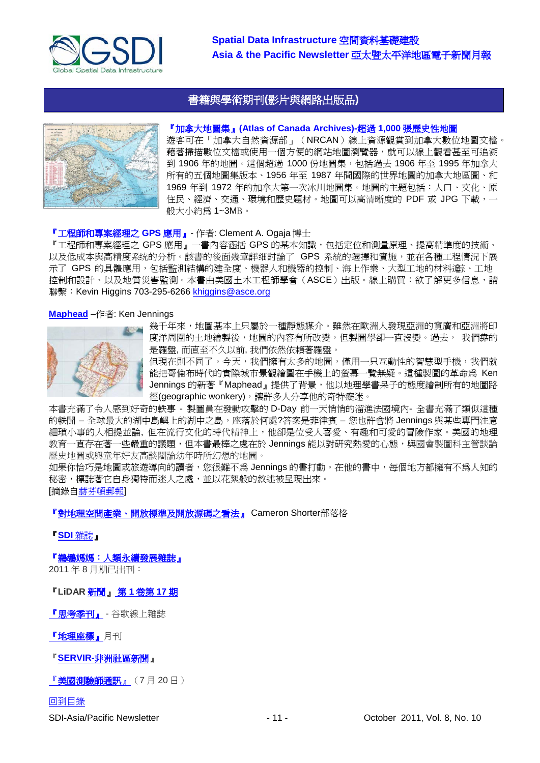## 書籍與學術期刊(影片與網路出版品)

**『加拿大地圖集』(Atlas of Canada Archives)-超過 1,000 張歷史性地圖**
遊客可在「加拿大自然資源部」（NRCAN）線上資源觀賞到加拿大數位地圖文檔。藉著掃描數位文檔或使用一個方便的網站地圖瀏覽器，就可以線上觀看甚至可追溯到 1906 年的地圖。這個超過 1000 份地圖集，包括過去 1906 年至 1995 年加拿大所有的五個地圖集版本、1956 年至 1987 年間國際的世界地圖的加拿大地區圖、和 1969 年到 1972 年的加拿大第一次冰川地圖集。地圖的主題包括：人口、文化、原住民、經濟、交通、環境和歷史題材。地圖可以高清晰度的 PDF 或 JPG 下載，一般大小約為 1~3MB。

**『工程師和專案經理之 GPS 應用』** - 作者: Clement A. Ogaja 博士
『工程師和專案經理之 GPS 應用』一書內容涵括 GPS 的基本知識，包括定位和測量原理、提高精準度的技術、以及低成本與高精度系統的分析。該書的後面幾章詳細討論了 GPS 系統的選擇和實施，並在各種工程情況下展示了 GPS 的具體應用，包括監測結構的健全度、機器人和機器的控制、海上作業、大型工地的材料追蹤、工地控制和設計、以及地質災害監測。本書由美國土木工程師學會（ASCE）出版。線上購買：欲了解更多信息，請聯繫：Kevin Higgins 703-295-6266 khiggins@asce.org

**Maphead** –作者: Ken Jennings
幾千年來，地圖基本上只屬於一種靜態媒介。雖然在歐洲人發現亞洲的寬廣和亞洲將印度洋周圍的土地繪製後，地圖的內容有所改變，但製圖學卻一直沒變。過去， 我們靠的是羅盤, 而直至不久以前, 我們依然依賴著羅盤。
但現在則不同了。今天，我們擁有太多的地圖，僅用一只互動性的智慧型手機，我們就能把哥倫布時代的實際城市景觀繪圖在手機上的螢幕一覽無疑。這種製圖的革命為 Ken Jennings 的新著『Maphead』提供了背景，他以地理學書呆子的態度繪制所有的地圖路徑(geographic wonkery)，讓許多人分享他的奇特癡迷。
本書充滿了令人感到好奇的軼事 - 製圖員在發動攻擊的 D-Day 前一天悄悄的溜進法國境內- 全書充滿了類似這種的軼聞 – 全球最大的湖中島嶼上的湖中之島，座落於何處?答案是菲律賓 – 您也許會將 Jennings 與某些專門注意細瑣小事的人相提並論，但在流行文化的時代精神上，他卻是位受人喜愛、有趣和可愛的冒險作家。美國的地理教育一直存在著一些嚴重的議題，但本書最棒之處在於 Jennings 能以對研究熱愛的心態，與國會製圖科主管談論歷史地圖或與童年好友高談闊論幼年時所幻想的地圖。
如果你恰巧是地圖或旅遊導向的讀者，您很難不為 Jennings 的書打動。在他的書中，每個地方都擁有不為人知的秘密，標誌著它自身獨特而迷人之處，並以花絮般的敘述被呈現出來。
[摘錄自赫芬頓郵報]

**『對地理空間產業、開放標準及開放源碼之看法』** Cameron Shorter部落格

**『SDI 雜誌』**

**『鵜鶘媽媽：人類永續發展雜誌』**
2011 年 8 月期已出刊：

**『LiDAR 新聞』 第 1 卷第 17 期**

**『思考季刊』** - 谷歌線上雜誌

**『地理座標』**月刊

**『SERVIR-非洲社區新聞』**

**『美國測驗師通訊』**（7 月 20 日）

回到目錄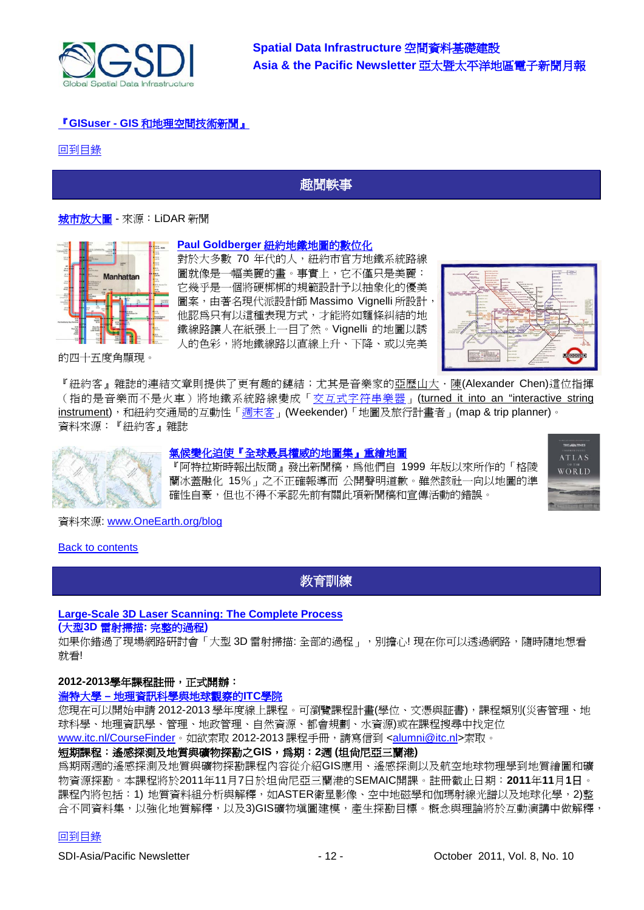[『GISuser - GIS 和地理空間技術新聞』](#)

[回到目錄](#)

## 趣聞軼事

[城市放大圖](#) - 來源：LiDAR 新聞

### [Paul Goldberger 紐約地鐵地圖的數位化](#)

對於大多數 70 年代的人，紐約市官方地鐵系統路線圖就像是一幅美麗的畫。事實上，它不只是美麗：它幾乎是一個將硬梆梆的規範設計予以抽象化的優美圖案，由著名現代派設計師 Massimo Vignelli 所設計，他認為只有以這種表現方式，才能將如麵條糾結的地鐵線路讓人在紙張上一目了然。Vignelli 的地圖以誘人的色彩，將地鐵線路以直線上升、下降、或以完美的四十五度角顯現。

『紐約客』雜誌的連結文章則提供了更有趣的鏈結；尤其是音樂家的[亞歷山大](#)‧陳(Alexander Chen)這位指揮（指的是音樂而不是火車）將地鐵系統路線變成「[交互式字符串樂器](#)」(turned it into an "interactive string instrument)，和紐約交通局的互動性「[週末客](#)」(Weekender)「地圖及旅行計畫者」(map & trip planner)。
資料來源：『紐約客』雜誌

### [氣候變化迫使『全球最具權威的地圖集』重繪地圖](#)

『阿特拉斯時報出版商』發出新聞稿，為他們自 1999 年版以來所作的「格陵蘭冰蓋融化 15%」之不正確報導而 公開聲明道歉。雖然該社一向以地圖的準確性自豪，但也不得不承認先前有關此項新聞稿和宣傳活動的錯誤。

資料來源: [www.OneEarth.org/blog](http://www.OneEarth.org/blog)

[Back to contents](#)

## 教育訓練

### [Large-Scale 3D Laser Scanning: The Complete Process](#)
### (大型3D 雷射掃描: 完整的過程)

如果你錯過了現場網路研討會「大型 3D 雷射掃描: 全部的過程」，別擔心! 現在你可以透過網路，隨時隨地想看就看!

**2012-2013學年課程註冊，正式開辦：**
**[濡特大學 – 地理資訊科學與地球觀察的ITC學院](#)**

您現在可以開始申請 2012-2013 學年度線上課程。可瀏覽課程計畫(學位、文憑與証書)，課程類別(災害管理、地球科學、地理資訊學、管理、地政管理、自然資源、都會規劃、水資源)或在課程搜尋中找定位 [www.itc.nl/CourseFinder](http://www.itc.nl/CourseFinder)。如欲索取 2012-2013 課程手冊，請寫信到 <[alumni@itc.nl](mailto:alumni@itc.nl)>索取。

**短期課程：遙感探測及地質與礦物探勘之GIS，為期：2週 (坦尚尼亞三蘭港)**

為期兩週的遙感探測及地質與礦物探勘課程內容從介紹GIS應用、遙感探測以及航空地球物理學到地質繪圖和礦物資源探勘。本課程將於2011年11月7日於坦尚尼亞三蘭港的SEMAIC開課。註冊截止日期：**2011**年**11**月**1**日。課程內將包括：1) 地質資料組分析與解釋，如ASTER衛星影像、空中地磁學和伽瑪射線光譜以及地球化學，2)整合不同資料集，以強化地質解釋，以及3)GIS礦物填圖建模，產生探勘目標。概念與理論將於互動演講中做解釋，

[回到目錄](#)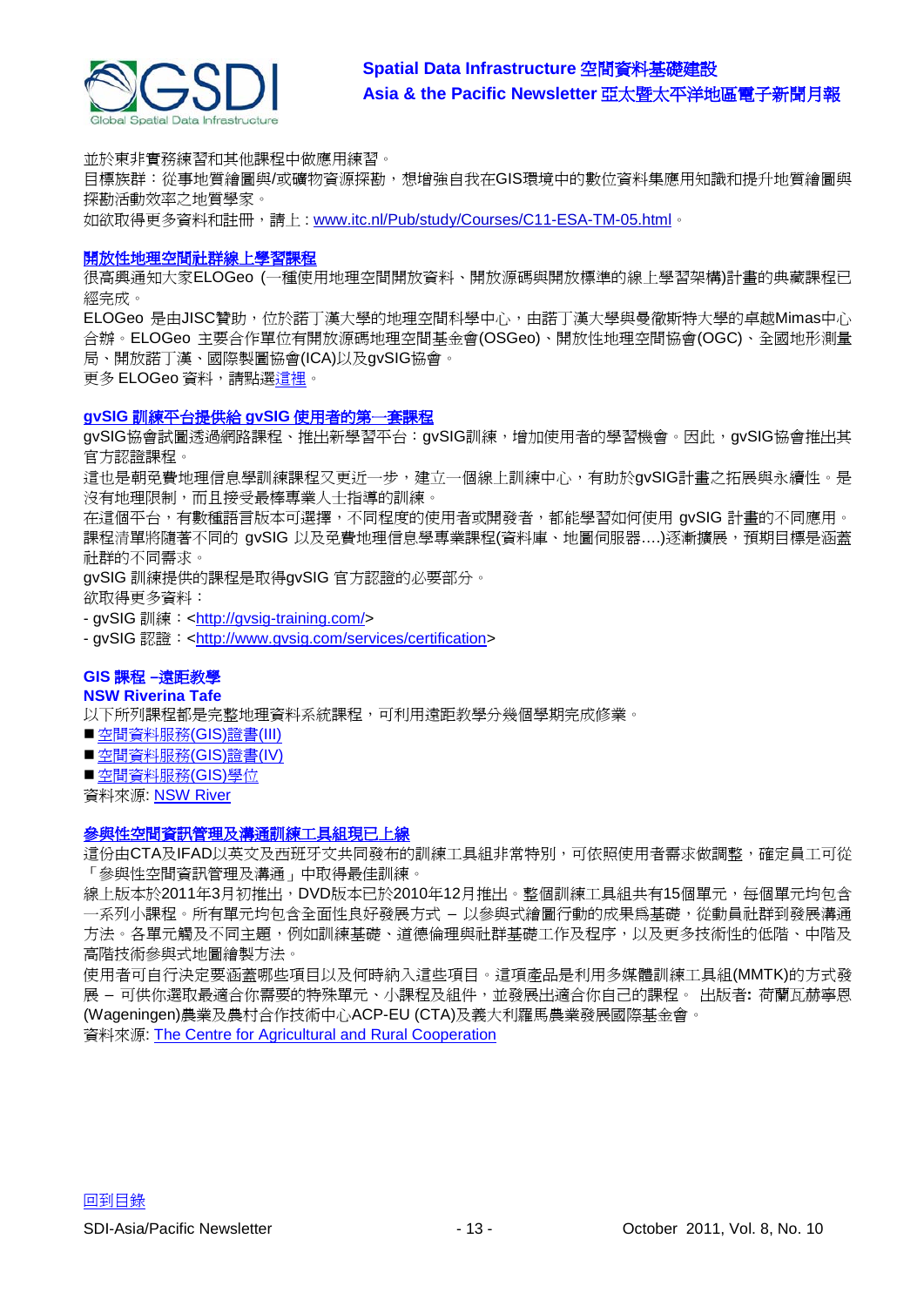並於東非實務練習和其他課程中做應用練習。

目標族群：從事地質繪圖與/或礦物資源探勘，想增強自我在GIS環境中的數位資料集應用知識和提升地質繪圖與探勘活動效率之地質學家。

如欲取得更多資料和註冊，請上：www.itc.nl/Pub/study/Courses/C11-ESA-TM-05.html。

### 開放性地理空間社群線上學習課程

很高興通知大家ELOGeo (一種使用地理空間開放資料、開放源碼與開放標準的線上學習架構)計畫的典藏課程已經完成。

ELOGeo 是由JISC贊助，位於諾丁漢大學的地理空間科學中心，由諾丁漢大學與曼徹斯特大學的卓越Mimas中心合辦。ELOGeo 主要合作單位有開放源碼地理空間基金會(OSGeo)、開放性地理空間協會(OGC)、全國地形測量局、開放諾丁漢、國際製圖協會(ICA)以及gvSIG協會。

更多 ELOGeo 資料，請點選這裡。

### gvSIG 訓練平台提供給 gvSIG 使用者的第一套課程

gvSIG協會試圖透過網路課程、推出新學習平台：gvSIG訓練，增加使用者的學習機會。因此，gvSIG協會推出其官方認證課程。

這也是朝免費地理信息學訓練課程又更近一步，建立一個線上訓練中心，有助於gvSIG計畫之拓展與永續性。是沒有地理限制，而且接受最棒專業人士指導的訓練。

在這個平台，有數種語言版本可選擇，不同程度的使用者或開發者，都能學習如何使用 gvSIG 計畫的不同應用。課程清單將隨著不同的 gvSIG 以及免費地理信息學專業課程(資料庫、地圖伺服器….)逐漸擴展，預期目標是涵蓋社群的不同需求。

gvSIG 訓練提供的課程是取得gvSIG 官方認證的必要部分。

欲取得更多資料：

- gvSIG 訓練：<http://gvsig-training.com/>
- gvSIG 認證：<http://www.gvsig.com/services/certification>

### GIS 課程 –遠距教學
**NSW Riverina Tafe**

以下所列課程都是完整地理資料系統課程，可利用遠距教學分幾個學期完成修業。

- 空間資料服務(GIS)證書(III)
- 空間資料服務(GIS)證書(IV)
- 空間資料服務(GIS)學位

資料來源: NSW River

### 參與性空間資訊管理及溝通訓練工具組現已上線

這份由CTA及IFAD以英文及西班牙文共同發布的訓練工具組非常特別，可依照使用者需求做調整，確定員工可從「參與性空間資訊管理及溝通」中取得最佳訓練。

線上版本於2011年3月初推出，DVD版本已於2010年12月推出。整個訓練工具組共有15個單元，每個單元均包含一系列小課程。所有單元均包含全面性良好發展方式 – 以參與式繪圖行動的成果爲基礎，從動員社群到發展溝通方法。各單元觸及不同主題，例如訓練基礎、道德倫理與社群基礎工作及程序，以及更多技術性的低階、中階及高階技術參與式地圖繪製方法。

使用者可自行決定要涵蓋哪些項目以及何時納入這些項目。這項產品是利用多媒體訓練工具組(MMTK)的方式發展 – 可使你選取最適合你需要的特殊單元、小課程及組件，並發展出適合你自己的課程。 出版者**:** 荷蘭瓦赫寧恩(Wageningen)農業及農村合作技術中心ACP-EU (CTA)及義大利羅馬農業發展國際基金會。

資料來源: The Centre for Agricultural and Rural Cooperation

回到目錄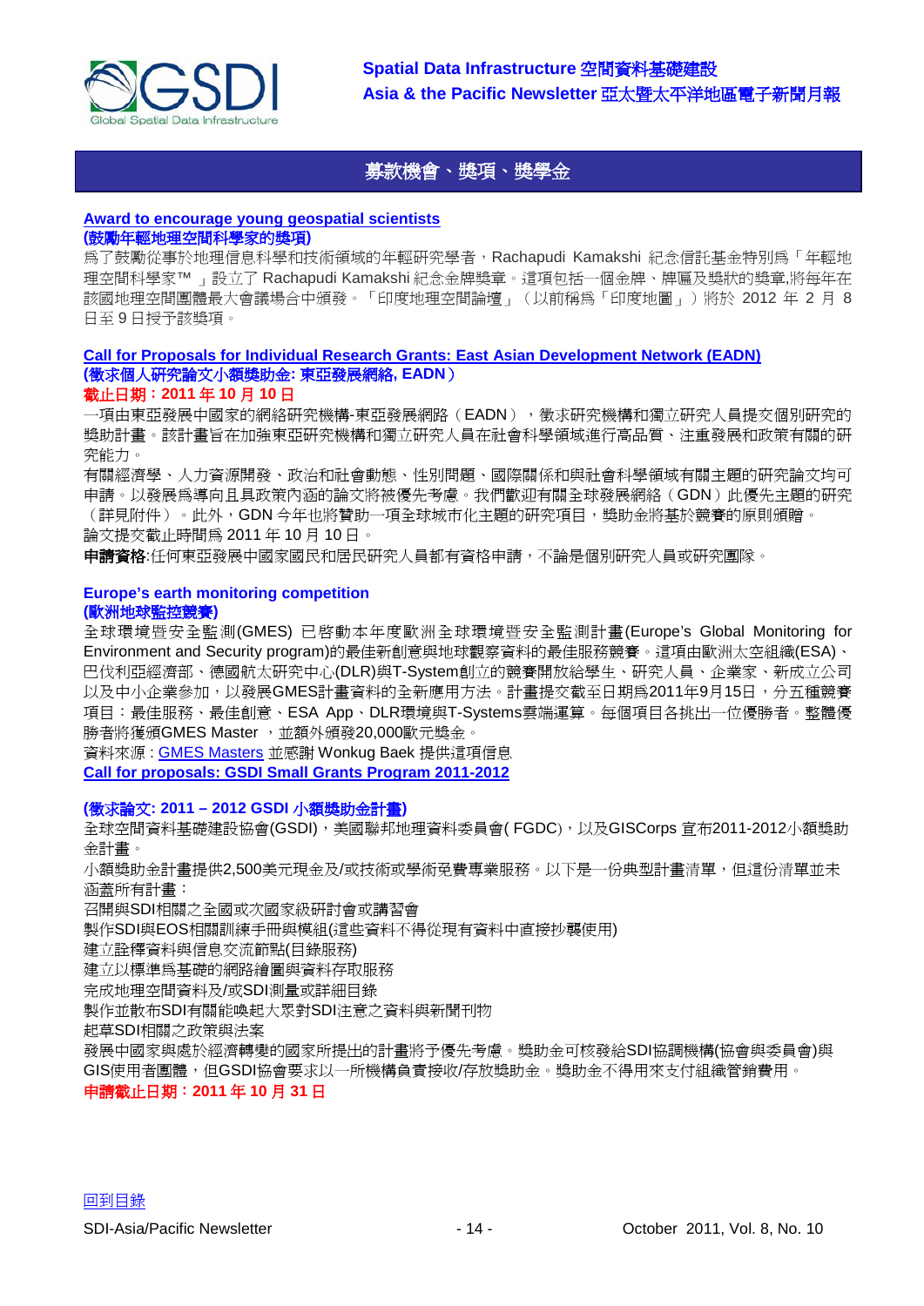## 募款機會、獎項、獎學金

**[Award to encourage young geospatial scientists](#)**
**(鼓勵年輕地理空間科學家的獎項)**

爲了鼓勵從事於地理信息科學和技術領域的年輕研究學者，Rachapudi Kamakshi 紀念信託基金特別爲「年輕地理空間科學家™ 」設立了 Rachapudi Kamakshi 紀念金牌獎章。這項包括一個金牌、牌匾及獎狀的獎章,將每年在該國地理空間團體最大會議場合中頒發。「印度地理空間論壇」（以前稱爲「印度地圖」）將於 2012 年 2 月 8 日至 9 日授予該獎項。

**[Call for Proposals for Individual Research Grants: East Asian Development Network (EADN)](#)**
**(徵求個人研究論文小額獎助金: 東亞發展網絡, EADN）**
**截止日期：2011 年 10 月 10 日**

一項由東亞發展中國家的網絡研究機構-東亞發展網路（EADN），徵求研究機構和獨立研究人員提交個別研究的獎助計畫。該計畫旨在加強東亞研究機構和獨立研究人員在社會科學領域進行高品質、注重發展和政策有關的研究能力。

有關經濟學、人力資源開發、政治和社會動態、性別問題、國際關係和與社會科學領域有關主題的研究論文均可申請。以發展爲導向且具政策內涵的論文將被優先考慮。我們歡迎有關全球發展網絡（GDN）此優先主題的研究（詳見附件）。此外，GDN 今年也將贊助一項全球城市化主題的研究項目，獎助金將基於競賽的原則頒贈。

論文提交截止時間爲 2011 年 10 月 10 日。

**申請資格**:任何東亞發展中國家國民和居民研究人員都有資格申請，不論是個別研究人員或研究團隊。

**Europe's earth monitoring competition**
**(歐洲地球監控競賽)**

全球環境暨安全監測(GMES) 已啓動本年度歐洲全球環境暨安全監測計畫(Europe's Global Monitoring for Environment and Security program)的最佳新創意與地球觀察資料的最佳服務競賽。這項由歐洲太空組織(ESA)、巴伐利亞經濟部、德國航太研究中心(DLR)與T-System創立的競賽開放給學生、研究人員、企業家、新成立公司以及中小企業參加，以發展GMES計畫資料的全新應用方法。計畫提交截至日期爲2011年9月15日，分五種競賽項目：最佳服務、最佳創意、ESA App、DLR環境與T-Systems雲端運算。每個項目各挑出一位優勝者。整體優勝者將獲頒GMES Master ，並額外頒發20,000歐元獎金。

資料來源 : [GMES Masters](#) 並感謝 Wonkug Baek 提供這項信息

**[Call for proposals: GSDI Small Grants Program 2011-2012](#)**

**(徵求論文: 2011 – 2012 GSDI 小額獎助金計畫)**

全球空間資料基礎建設協會(GSDI)，美國聯邦地理資料委員會( FGDC)，以及GISCorps 宣布2011-2012小額獎助金計畫。

小額獎助金計畫提供2,500美元現金及/或技術或學術免費專業服務。以下是一份典型計畫清單，但這份清單並未涵蓋所有計畫：

- 召開與SDI相關之全國或次國家級研討會或講習會
- 製作SDI與EOS相關訓練手冊與模組(這些資料不得從現有資料中直接抄襲使用)
- 建立詮釋資料與信息交流節點(目錄服務)
- 建立以標準爲基礎的網路繪圖與資料存取服務
- 完成地理空間資料及/或SDI測量或詳細目錄
- 製作並散布SDI有關能喚起大眾對SDI注意之資料與新聞刊物
- 起草SDI相關之政策與法案

發展中國家與處於經濟轉變的國家所提出的計畫將予優先考慮。獎助金可核發給SDI協調機構(協會與委員會)與GIS使用者團體，但GSDI協會要求以一所機構負責接收/存放獎助金。獎助金不得用來支付組織管銷費用。

**申請截止日期：2011 年 10 月 31 日**

[回到目錄](#)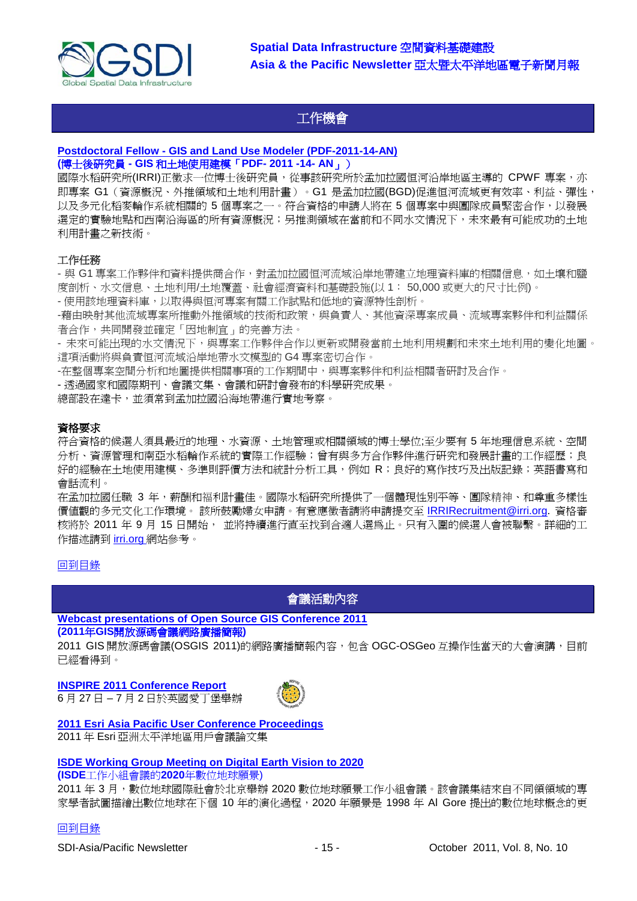## 工作機會

**[Postdoctoral Fellow - GIS and Land Use Modeler (PDF-2011-14-AN)](#)**
**(博士後研究員 - GIS 和土地使用建模「PDF- 2011 -14- AN」)**

國際水稻研究所(IRRI)正徵求一位博士後研究員，從事該研究所於孟加拉國恒河沿岸地區主導的 CPWF 專案，亦即專案 G1（資源概況、外推領域和土地利用計畫）。G1 是孟加拉國(BGD)促進恒河流域更有效率、利益、彈性，以及多元化稻麥輪作系統相關的 5 個專案之一。符合資格的申請人將在 5 個專案中與團隊成員緊密合作，以發展選定的實驗地點和西南沿海區的所有資源概況；另推測領域在當前和不同水文情況下，未來最有可能成功的土地利用計畫之新技術。

工作任務

- 與 G1 專案工作夥伴和資料提供商合作，對孟加拉國恒河流域沿岸地帶建立地理資料庫的相關信息，如土壤和鹽度剖析、水文信息、土地利用/土地覆蓋、社會經濟資料和基礎設施(以 1： 50,000 或更大的尺寸比例)。
- 使用該地理資料庫，以取得與恒河專案有關工作試點和低地的資源特性剖析。
-藉由映射其他流域專案所推動外推領域的技術和政策，與負責人、其他資深專案成員、流域專案夥伴和利益關係者合作，共同開發並確定「因地制宜」的完善方法。
- 未來可能出現的水文情況下，與專案工作夥伴合作以更新或開發當前土地利用規劃和未來土地利用的變化地圖。這項活動將與負責恒河流域沿岸地帶水文模型的 G4 專案密切合作。
-在整個專案空間分析和地圖提供相關事項的工作期間中，與專案夥伴和利益相關者研討及合作。
- 透過國家和國際期刊、會議文集、會議和研討會發布的科學研究成果。

總部設在達卡，並須常到孟加拉國沿海地帶進行實地考察。

**資格要求**

符合資格的候選人須具最近的地理、水資源、土地管理或相關領域的博士學位;至少要有 5 年地理信息系統、空間分析、資源管理和南亞水稻輪作系統的實際工作經驗；曾有與多方合作夥伴進行研究和發展計畫的工作經歷；良好的經驗在土地使用建模、多準則評價方法和統計分析工具，例如 R；良好的寫作技巧及出版記錄；英語書寫和會話流利。

在孟加拉國任職 3 年，薪酬和福利計畫佳。國際水稻研究所提供了一個體現性別平等、團隊精神、和尊重多樣性價值觀的多元文化工作環境。 該所鼓勵婦女申請。有意應徵者請將申請提交至 [IRRIRecruitment@irri.org](mailto:IRRIRecruitment@irri.org). 資格審核將於 2011 年 9 月 15 日開始， 並將持續進行直至找到合適人選為止。只有入圍的候選人會被聯繫。詳細的工作描述請到 [irri.org](#) 網站參考。

[回到目錄](#)

## 會議活動內容

**[Webcast presentations of Open Source GIS Conference 2011](#)**
**(2011年GIS開放源碼會議網路廣播簡報)**

2011 GIS 開放源碼會議(OSGIS 2011)的網路廣播簡報內容，包含 OGC-OSGeo 互操作性當天的大會演講，目前已經看得到。

**[INSPIRE 2011 Conference Report](#)**
6 月 27 日 – 7 月 2 日於英國愛丁堡舉辦

**[2011 Esri Asia Pacific User Conference Proceedings](#)**
2011 年 Esri 亞洲太平洋地區用戶會議論文集

**[ISDE Working Group Meeting on Digital Earth Vision to 2020](#)**
**(ISDE工作小組會議的2020年數位地球願景)**

2011 年 3 月，數位地球國際社會於北京舉辦 2020 數位地球願景工作小組會議。該會議集結來自不同領域的專家學者試圖描繪出數位地球在下個 10 年的演化過程，2020 年願景是 1998 年 Al Gore 提出的數位地球概念的更

[回到目錄](#)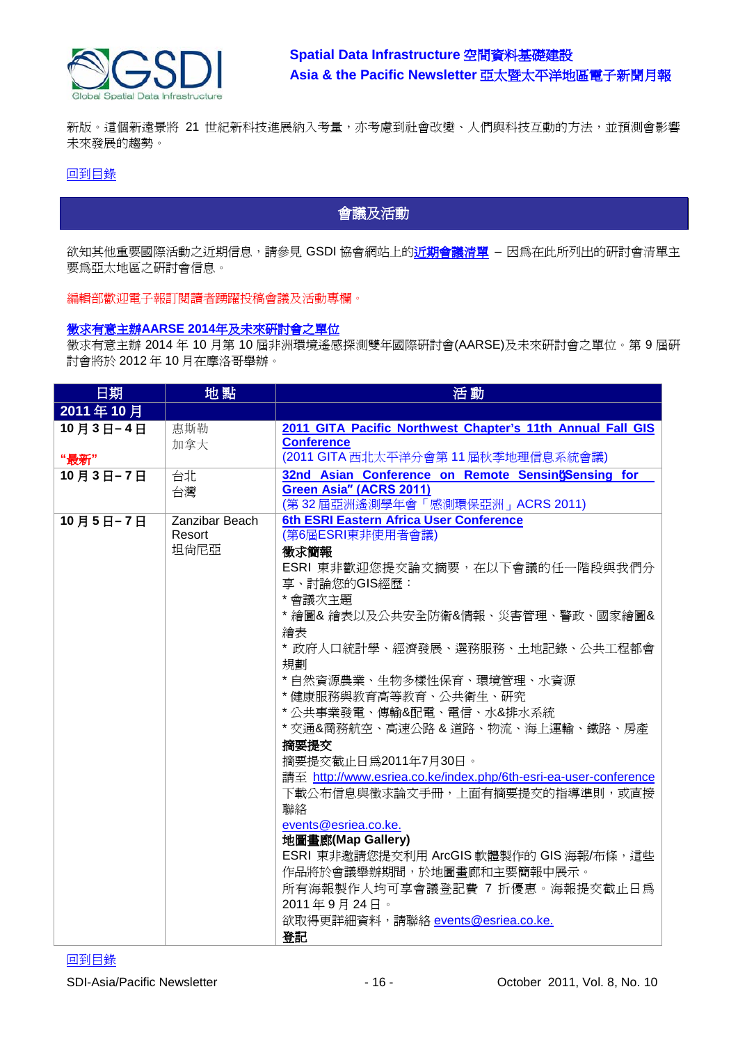新版。這個新遠景將 21 世紀新科技進展納入考量，亦考慮到社會改變、人們與科技互動的方法，並預測會影響未來發展的趨勢。

回到目錄

## 會議及活動

欲知其他重要國際活動之近期信息，請參見 GSDI 協會網站上的**近期會議清單** – 因為在此所列出的研討會清單主要為亞太地區之研討會信息。

編輯部歡迎電子報訂閱讀者踴躍投稿會議及活動專欄。

**徵求有意主辦AARSE 2014年及未來研討會之單位**

徵求有意主辦 2014 年 10 月第 10 屆非洲環境遙感探測雙年國際研討會(AARSE)及未來研討會之單位。第 9 屆研討會將於 2012 年 10 月在摩洛哥舉辦。

| 日期 | 地 點 | 活 動 |
|---|---|---|
| **2011 年 10 月** | | |
| **10 月 3 日– 4 日**<br><br>**"最新"** | 惠斯勒<br>加拿大 | **2011 GITA Pacific Northwest Chapter's 11th Annual Fall GIS Conference**<br>(2011 GITA 西北太平洋分會第 11 屆秋季地理信息系統會議) |
| **10 月 3 日– 7 日** | 台北<br>台灣 | **32nd Asian Conference on Remote SensingSensing for Green Asia" (ACRS 2011)**<br>(第 32 屆亞洲遙測學年會「感測環保亞洲」ACRS 2011) |
| **10 月 5 日– 7 日** | Zanzibar Beach Resort<br>坦尚尼亞 | **6th ESRI Eastern Africa User Conference**<br>(第6屆ESRI東非使用者會議)<br>**徵求簡報**<br>ESRI 東非歡迎您提交論文摘要，在以下會議的任一階段與我們分享、討論您的GIS經歷：<br>* 會議次主題<br>* 繪圖& 繪表以及公共安全防衛&情報、災害管理、警政、國家繪圖&繪表<br>* 政府人口統計學、經濟發展、選務服務、土地記錄、公共工程都會規劃<br>* 自然資源農業、生物多樣性保育、環境管理、水資源<br>* 健康服務與教育高等教育、公共衛生、研究<br>* 公共事業發電、傳輸&配電、電信、水&排水系統<br>* 交通&商務航空、高速公路 & 道路、物流、海上運輸、鐵路、房產<br>**摘要提交**<br>摘要提交截止日為2011年7月30日。<br>請至 http://www.esriea.co.ke/index.php/6th-esri-ea-user-conference 下載公布信息與徵求論文手冊，上面有摘要提交的指導準則，或直接聯絡<br>events@esriea.co.ke.<br>**地圖畫廊(Map Gallery)**<br>ESRI 東非邀請您提交利用 ArcGIS 軟體製作的 GIS 海報/布條，這些作品將於會議舉辦期間，於地圖畫廊和主要簡報中展示。<br>所有海報製作人均可享會議登記費 7 折優惠。海報提交截止日為 2011 年 9 月 24 日。<br>欲取得更詳細資料，請聯絡 events@esriea.co.ke.<br>**登記** |

回到目錄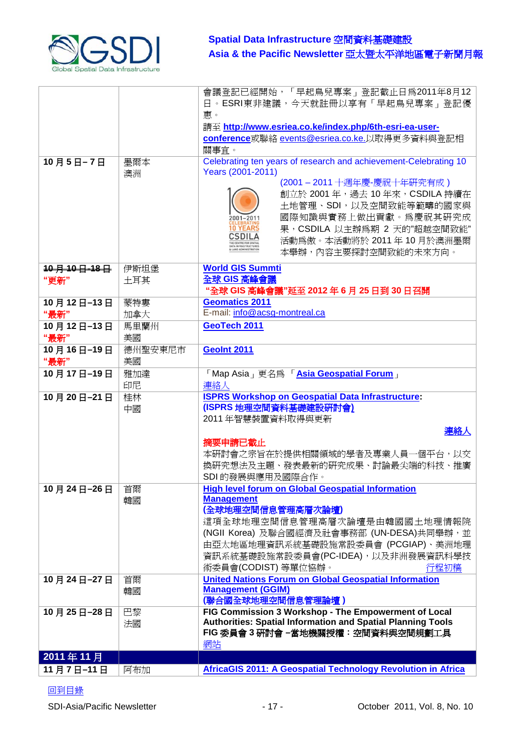| | | |
|---|---|---|
| | | 會議登記已經開始，「早起鳥兒專案」登記截止日爲2011年8月12日。ESRI東非建議，今天就註冊以享有「早起鳥兒專案」登記優惠。<br>請至 **http://www.esriea.co.ke/index.php/6th-esri-ea-user-conference**或聯絡 events@esriea.co.ke.以取得更多資料與登記相關事宜。 |
| **10 月 5 日–7 日** | 墨爾本<br>澳洲 | Celebrating ten years of research and achievement-Celebrating 10 Years (2001-2011)<br>(2001 – 2011 十週年慶-慶祝十年研究有成 )<br>2001–2011 CELEBRATING 10 YEARS CSDILA THE CENTRE FOR SPATIAL DATA INFRASTRUCTURES & LAND ADMINISTRATION<br>創立於 2001 年，過去 10 年來，CSDILA 持續在土地管理、SDI，以及空間致能等範疇的國家與國際知識與實務上做出貢獻。爲慶祝其研究成果，CSDILA 以主辦爲期 2 天的"超越空間致能"活動爲傲。本活動將於 2011 年 10 月於澳洲墨爾本舉辦，內容主要探討空間致能的未來方向。 |
| ~~**10 月 10 日–18 日**~~<br>**"更新"** | 伊斯坦堡<br>土耳其 | **World GIS Summti**<br>**全球 GIS 高峰會議**<br>**"全球 GIS 高峰會議"延至 2012 年 6 月 25 日到 30 日召開** |
| **10 月 12 日–13 日**<br>**"最新"** | 蒙特婁<br>加拿大 | **Geomatics 2011**<br>E-mail: info@acsg-montreal.ca |
| **10 月 12 日–13 日**<br>**"最新"** | 馬里蘭州<br>美國 | **GeoTech 2011** |
| **10 月 16 日–19 日**<br>**"最新"** | 德州聖安東尼市<br>美國 | **GeoInt 2011** |
| **10 月 17 日–19 日** | 雅加達<br>印尼 | 「Map Asia」更名爲 「**Asia Geospatial Forum**」<br>連絡人 |
| **10 月 20 日–21 日** | 桂林<br>中國 | **ISPRS Workshop on Geospatial Data Infrastructure:**<br>**(ISPRS 地理空間資料基礎建設研討會)**<br>2011 年智慧裝置資料取得與更新<br>**連絡人**<br>**摘要申請已截止**<br>本研討會之宗旨在於提供相關領域的學者及專業人員一個平台，以交換研究想法及主題、發表最新的研究成果、討論最尖端的科技、推廣 SDI 的發展與應用及國際合作。 |
| **10 月 24 日–26 日** | 首爾<br>韓國 | **High level forum on Global Geospatial Information Management**<br>**(全球地理空間信息管理高層次論壇)**<br>這項全球地理空間信息管理高層次論壇是由韓國國土地理情報院 (NGII Korea) 及聯合國經濟及社會事務部 (UN-DESA)共同舉辦，並由亞太地區地理資訊系統基礎設施常設委員會 (PCGIAP)、美洲地理資訊系統基礎設施常設委員會(PC-IDEA)，以及非洲發展資訊科學技術委員會(CODIST) 等單位協辦。 行程初稿 |
| **10 月 24 日–27 日** | 首爾<br>韓國 | **United Nations Forum on Global Geospatial Information Management (GGIM)**<br>**(聯合國全球地理空間信息管理論壇 )** |
| **10 月 25 日–28 日** | 巴黎<br>法國 | **FIG Commission 3 Workshop - The Empowerment of Local Authorities: Spatial Information and Spatial Planning Tools**<br>**FIG 委員會 3 研討會 –當地機關授權：空間資料與空間規劃工具**<br>網站 |
| **2011 年 11 月** | | |
| **11 月 7 日–11 日** | 阿布加 | **AfricaGIS 2011: A Geospatial Technology Revolution in Africa** |

回到目錄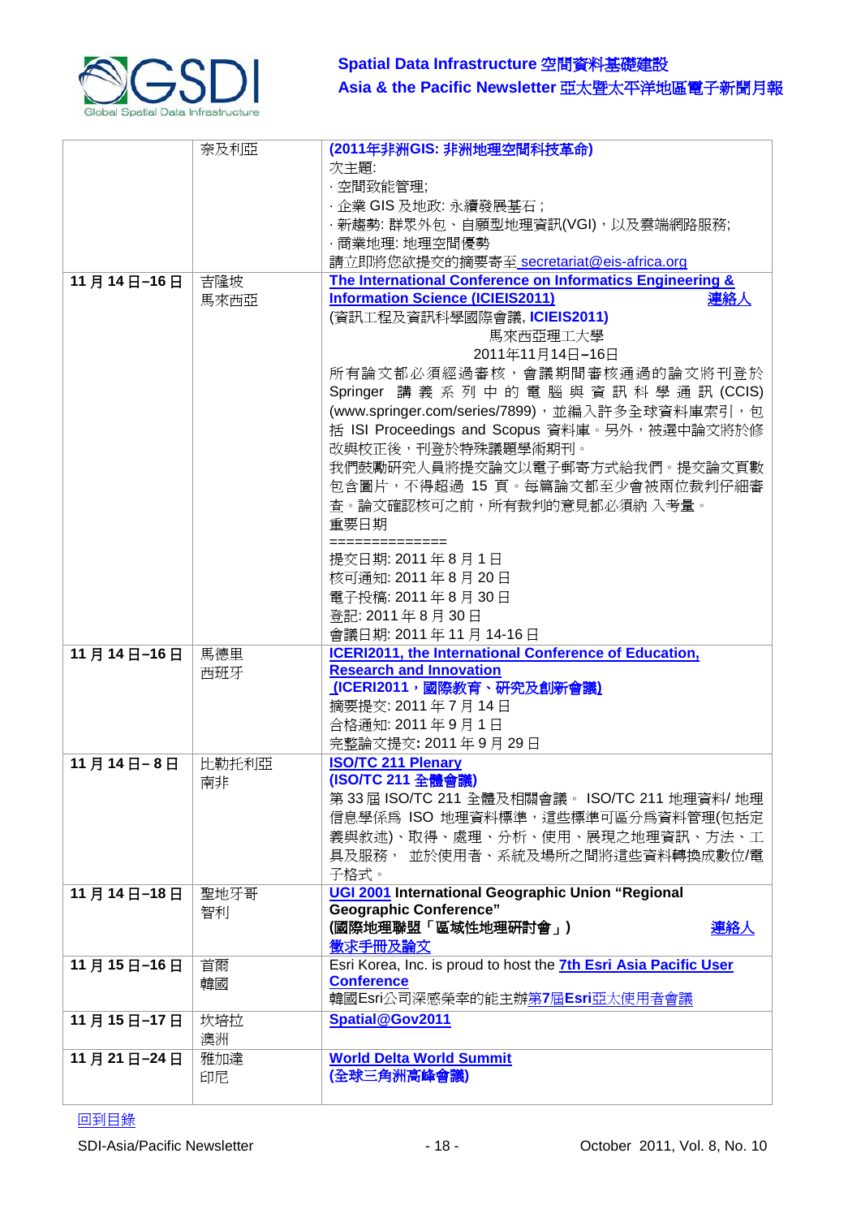| | | |
|---|---|---|
| | 奈及利亞 | **(2011年非洲GIS: 非洲地理空間科技革命)**<br>次主題:<br>· 空間致能管理;<br>· 企業 GIS 及地政: 永續發展基石 ;<br>· 新趨勢: 群眾外包、自願型地理資訊(VGI)，以及雲端網路服務;<br>· 商業地理: 地理空間優勢<br>請立即將您欲提交的摘要寄至 secretariat@eis-africa.org |
| **11 月 14 日–16 日** | 吉隆坡<br>馬來西亞 | **The International Conference on Informatics Engineering & Information Science (ICIEIS2011)** 連絡人<br>(資訊工程及資訊科學國際會議, **ICIEIS2011)**<br>馬來西亞理工大學<br>2011年11月14日–16日<br>所有論文都必須經過審核，會議期間審核通過的論文將刊登於 Springer 講義系列中的電腦與資訊科學通訊 (CCIS) (www.springer.com/series/7899)，並編入許多全球資料庫索引，包括 ISI Proceedings and Scopus 資料庫。另外，被選中論文將於修改與校正後，刊登於特殊議題學術期刊。<br>我們鼓勵研究人員將提交論文以電子郵寄方式給我們。提交論文頁數包含圖片，不得超過 15 頁。每篇論文都至少會被兩位裁判仔細審查。論文確認核可之前，所有裁判的意見都必須納 入考量。<br>重要日期<br>==============<br>提交日期: 2011 年 8 月 1 日<br>核可通知: 2011 年 8 月 20 日<br>電子投稿: 2011 年 8 月 30 日<br>登記: 2011 年 8 月 30 日<br>會議日期: 2011 年 11 月 14-16 日 |
| **11 月 14 日–16 日** | 馬德里<br>西班牙 | **ICERI2011, the International Conference of Education, Research and Innovation**<br>**(ICERI2011，國際教育、研究及創新會議)**<br>摘要提交: 2011 年 7 月 14 日<br>合格通知: 2011 年 9 月 1 日<br>完整論文提交: 2011 年 9 月 29 日 |
| **11 月 14 日– 8 日** | 比勒托利亞<br>南非 | **ISO/TC 211 Plenary**<br>**(ISO/TC 211 全體會議)**<br>第 33 屆 ISO/TC 211 全體及相關會議。 ISO/TC 211 地理資料/ 地理信息學係爲 ISO 地理資料標準，這些標準可區分爲資料管理(包括定義與敘述)、取得、處理、分析、使用、展現之地理資訊、方法、工具及服務， 並於使用者、系統及場所之間將這些資料轉換成數位/電子格式。 |
| **11 月 14 日–18 日** | 聖地牙哥<br>智利 | **UGI 2001 International Geographic Union "Regional Geographic Conference"**<br>**(國際地理聯盟「區域性地理研討會」)** 連絡人<br>徵求手冊及論文 |
| **11 月 15 日–16 日** | 首爾<br>韓國 | Esri Korea, Inc. is proud to host the **7th Esri Asia Pacific User Conference**<br>韓國Esri公司深感榮幸的能主辦第7屆**Esri**亞太使用者會議 |
| **11 月 15 日–17 日** | 坎培拉<br>澳洲 | **Spatial@Gov2011** |
| **11 月 21 日–24 日** | 雅加達<br>印尼 | **World Delta World Summit**<br>**(全球三角洲高峰會議)** |

回到目錄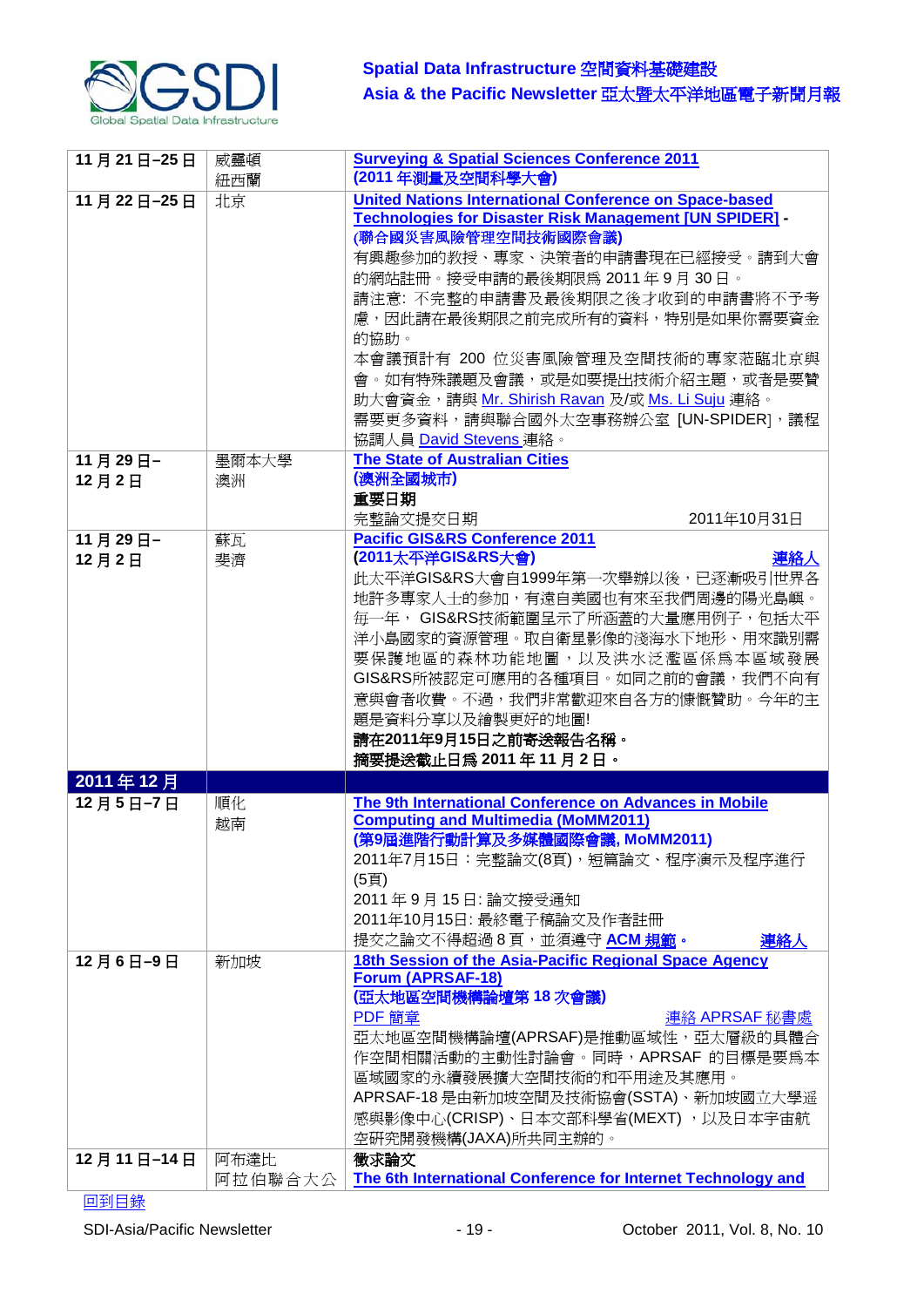| | | |
|---|---|---|
| **11 月 21 日–25 日** | 威靈頓<br>紐西蘭 | **Surveying & Spatial Sciences Conference 2011**<br>**(2011 年測量及空間科學大會)** |
| **11 月 22 日–25 日** | 北京 | **United Nations International Conference on Space-based Technologies for Disaster Risk Management [UN SPIDER]** -<br>**(聯合國災害風險管理空間技術國際會議)**<br>有興趣參加的教授、專家、決策者的申請書現在已經接受。請到大會的網站註冊。接受申請的最後期限為 2011 年 9 月 30 日。<br>請注意: 不完整的申請書及最後期限之後才收到的申請書將不予考慮，因此請在最後期限之前完成所有的資料，特別是如果你需要資金的協助。<br>本會議預計有 200 位災害風險管理及空間技術的專家蒞臨北京與會。如有特殊議題及會議，或是如要提出技術介紹主題，或者是要贊助大會資金，請與 Mr. Shirish Ravan 及/或 Ms. Li Suju 連絡。<br>需要更多資料，請與聯合國外太空事務辦公室 [UN-SPIDER]，議程協調人員 David Stevens 連絡。 |
| **11 月 29 日–<br>12 月 2 日** | 墨爾本大學<br>澳洲 | **The State of Australian Cities**<br>**(澳洲全國城市)**<br>**重要日期**<br>完整論文提交日期　　　　　　　　　　2011年10月31日 |
| **11 月 29 日–<br>12 月 2 日** | 蘇瓦<br>斐濟 | **Pacific GIS&RS Conference 2011**<br>**(2011太平洋GIS&RS大會)**　　　　　　　　　　**連絡人**<br>此太平洋GIS&RS大會自1999年第一次舉辦以後，已逐漸吸引世界各地許多專家人士的參加，有遠自美國也有來至我們周邊的陽光島嶼。每一年，GIS&RS技術範圍呈示了所涵蓋的大量應用例子，包括太平洋小島國家的資源管理。取自衛星影像的淺海水下地形、用來識別需要保護地區的森林功能地圖，以及洪水泛濫區係為本區域發展GIS&RS所被認定可應用的各種項目。如同之前的會議，我們不向有意與會者收費。不過，我們非常歡迎來自各方的慷慨贊助。今年的主題是資料分享以及繪製更好的地圖!<br>**請在2011年9月15日之前寄送報告名稱。**<br>**摘要提送截止日為 2011 年 11 月 2 日。** |
| **2011 年 12 月** | | |
| **12 月 5 日–7 日** | 順化<br>越南 | **The 9th International Conference on Advances in Mobile Computing and Multimedia (MoMM2011)**<br>**(第9屆進階行動計算及多媒體國際會議, MoMM2011)**<br>2011年7月15日：完整論文(8頁)，短篇論文、程序演示及程序進行(5頁)<br>2011 年 9 月 15 日: 論文接受通知<br>2011年10月15日: 最終電子稿論文及作者註冊<br>提交之論文不得超過 8 頁，並須遵守 **ACM 規範。**　　　　**連絡人** |
| **12 月 6 日–9 日** | 新加坡 | **18th Session of the Asia-Pacific Regional Space Agency Forum (APRSAF-18)**<br>**(亞太地區空間機構論壇第 18 次會議)**<br>PDF 簡章　　　　　　　　　　連絡 APRSAF 秘書處<br>亞太地區空間機構論壇(APRSAF)是推動區域性，亞太層級的具體合作空間相關活動的主動性討論會。同時，APRSAF 的目標是要為本區域國家的永續發展擴大空間技術的和平用途及其應用。<br>APRSAF-18 是由新加坡空間及技術協會(SSTA)、新加坡國立大學遙感與影像中心(CRISP)、日本文部科學省(MEXT)，以及日本宇宙航空研究開發機構(JAXA)所共同主辦的。 |
| **12 月 11 日–14 日** | 阿布達比<br>阿拉伯聯合大公 | **徵求論文**<br>**The 6th International Conference for Internet Technology and** |

回到目錄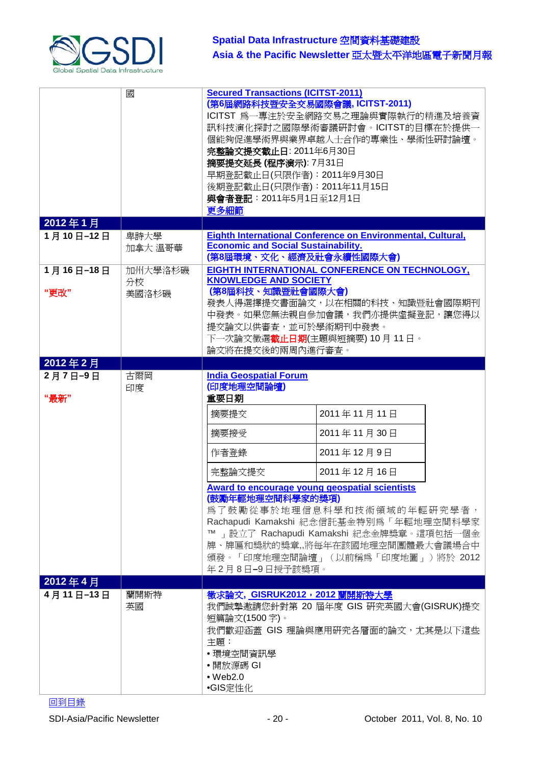| | | |
|---|---|---|
| | 國 | **Secured Transactions (ICITST-2011)**<br>**(第6屆網路科技暨安全交易國際會議, ICITST-2011)**<br>ICITST 爲一專注於安全網路交易之理論與實際執行的精進及培養資訊科技演化探討之國際學術審議研討會。ICITST的目標在於提供一個能夠促進學術界與業界卓越人士合作的專業性、學術性研討論壇。<br>**完整論文提交截止日**: 2011年6月30日<br>**摘要提交延長 (程序演示)**: 7月31日<br>早期登記截止日(只限作者)：2011年9月30日<br>後期登記截止日(只限作者)：2011年11月15日<br>**與會者登記**：2011年5月1日至12月1日<br>更多細節 |
| **2012 年 1 月** | | |
| **1 月 10 日–12 日** | 卑詩大學<br>加拿大 溫哥華 | **Eighth International Conference on Environmental, Cultural, Economic and Social Sustainability.**<br>**(第8屆環境、文化、經濟及社會永續性國際大會)** |
| **1 月 16 日–18 日**<br><br>**"更改"** | 加州大學洛杉磯分校<br>美國洛杉磯 | **EIGHTH INTERNATIONAL CONFERENCE ON TECHNOLOGY, KNOWLEDGE AND SOCIETY**<br>**(第8屆科技、知識暨社會國際大會)**<br>發表人得選擇提交書面論文，以在相關的科技、知識暨社會國際期刊中發表。如果您無法親自參加會議，我們亦提供虛擬登記，讓您得以提交論文以供審查，並可於學術期刊中發表。<br>下一次論文徵選**截止日期**(主題與短摘要) 10 月 11 日。<br>論文將在提交後的兩周內進行審查。 |
| **2012 年 2 月** | | |
| **2 月 7 日–9 日**<br><br>**"最新"** | 古爾岡<br>印度 | **India Geospatial Forum**<br>**(印度地理空間論壇)**<br>**重要日期**<br>摘要提交：2011 年 11 月 11 日<br>摘要接受：2011 年 11 月 30 日<br>作者登錄：2011 年 12 月 9 日<br>完整論文提交：2011 年 12 月 16 日<br>**Award to encourage young geospatial scientists**<br>**(鼓勵年輕地理空間科學家的獎項)**<br>爲了鼓勵從事於地理信息科學和技術領域的年輕研究學者，Rachapudi Kamakshi 紀念信託基金特別爲「年輕地理空間科學家™」設立了 Rachapudi Kamakshi 紀念金牌獎章。這項包括一個金牌、牌匾和獎狀的獎章,,將每年在該國地理空間團體最大會議場合中頒發。「印度地理空間論壇」（以前稱爲「印度地圖」）將於 2012 年 2 月 8 日–9 日授予該獎項。 |
| **2012 年 4 月** | | |
| **4 月 11 日–13 日** | 蘭開斯特<br>英國 | **徵求論文, GISRUK2012，2012 蘭開斯特大學**<br>我們誠摯邀請您針對第 20 屆年度 GIS 研究英國大會(GISRUK)提交短篇論文(1500 字)。<br>我們歡迎涵蓋 GIS 理論與應用研究各層面的論文，尤其是以下這些主題：<br>• 環境空間資訊學<br>• 開放源碼 GI<br>• Web2.0<br>•GIS定性化 |

回到目錄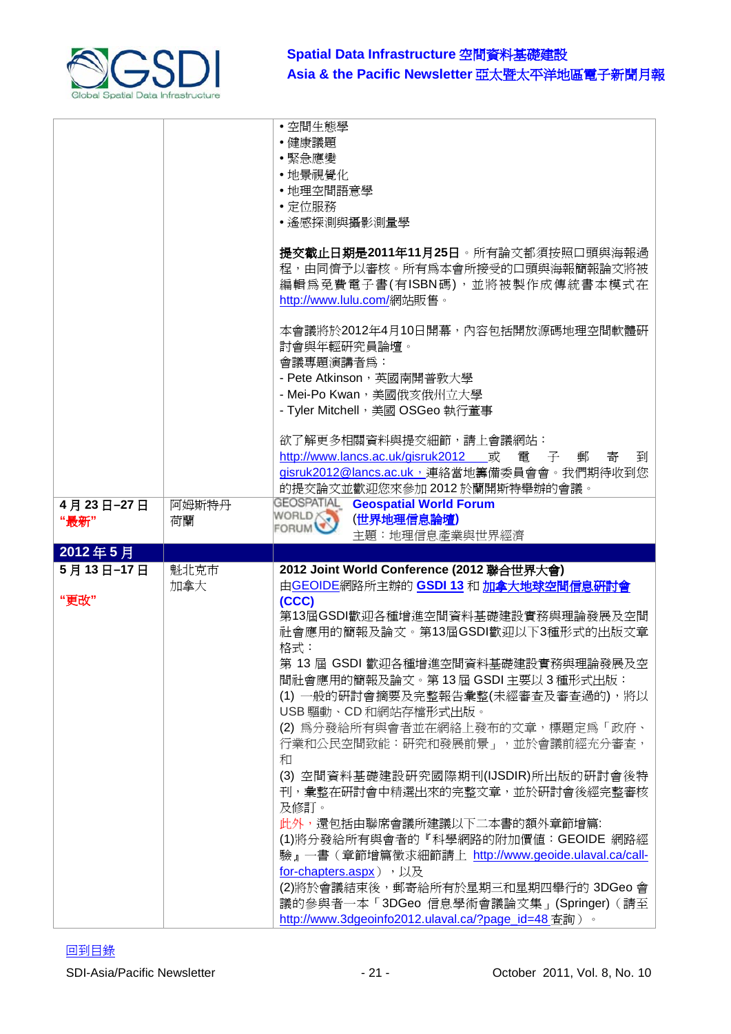| | | |
|---|---|---|
| | | • 空間生態學<br>• 健康議題<br>• 緊急應變<br>• 地景視覺化<br>• 地理空間語意學<br>• 定位服務<br>• 遙感探測與攝影測量學<br><br>**提交截止日期是2011年11月25日**。所有論文都須按照口頭與海報過程，由同儕予以審核。所有為本會所接受的口頭與海報簡報論文將被編輯為免費電子書(有ISBN碼)，並將被製作成傳統書本模式在 http://www.lulu.com/網站販售。<br><br>本會議將於2012年4月10日開幕，內容包括開放源碼地理空間軟體研討會與年輕研究員論壇。<br>會議專題演講者為：<br>- Pete Atkinson，英國南開普敦大學<br>- Mei-Po Kwan，美國俄亥俄州立大學<br>- Tyler Mitchell，美國 OSGeo 執行董事<br><br>欲了解更多相關資料與提交細節，請上會議網站：http://www.lancs.ac.uk/gisruk2012 或電子郵寄到 gisruk2012@lancs.ac.uk，連絡當地籌備委員會會。我們期待收到您的提交論文並歡迎您來參加 2012 於蘭開斯特舉辦的會議。 |
| **4 月 23 日–27 日**<br>**"最新"** | 阿姆斯特丹<br>荷蘭 | GEOSPATIAL WORLD FORUM **Geospatial World Forum**<br>**(世界地理信息論壇)**<br>主題：地理信息產業與世界經濟 |
| **2012 年 5 月** | | |
| **5 月 13 日–17 日**<br><br>**"更改"** | 魁北克市<br>加拿大 | **2012 Joint World Conference (2012 聯合世界大會)**<br>由GEOIDE網路所主辦的 **GSDI 13** 和 **加拿大地球空間信息研討會 (CCC)**<br>第13屆GSDI歡迎各種增進空間資料基礎建設實務與理論發展及空間社會應用的簡報及論文。第13屆GSDI歡迎以下3種形式的出版文章格式：<br>第 13 屆 GSDI 歡迎各種增進空間資料基礎建設實務與理論發展及空間社會應用的簡報及論文。第 13 屆 GSDI 主要以 3 種形式出版：<br>(1) 一般的研討會摘要及完整報告彙整(未經審查及審查過的)，將以USB 驅動、CD 和網站存檔形式出版。<br>(2) 為分發給所有與會者並在網絡上發布的文章，標題定為「政府、行業和公民空間致能：研究和發展前景」，並於會議前經充分審查，和<br>(3) 空間資料基礎建設研究國際期刊(IJSDIR)所出版的研討會後特刊，彙整在研討會中精選出來的完整文章，並於研討會後經完整審核及修訂。<br>此外，還包括由聯席會議所建議以下二本書的額外章節增篇:<br>(1)將分發給所有與會者的『科學網路的附加價值：GEOIDE 網路經驗』一書（章節增篇徵求細節請上 http://www.geoide.ulaval.ca/call-for-chapters.aspx），以及<br>(2)將於會議結束後，郵寄給所有於星期三和星期四舉行的 3DGeo 會議的參與者一本「3DGeo 信息學術會議論文集」(Springer)（請至 http://www.3dgeoinfo2012.ulaval.ca/?page_id=48 查詢）。 |

回到目錄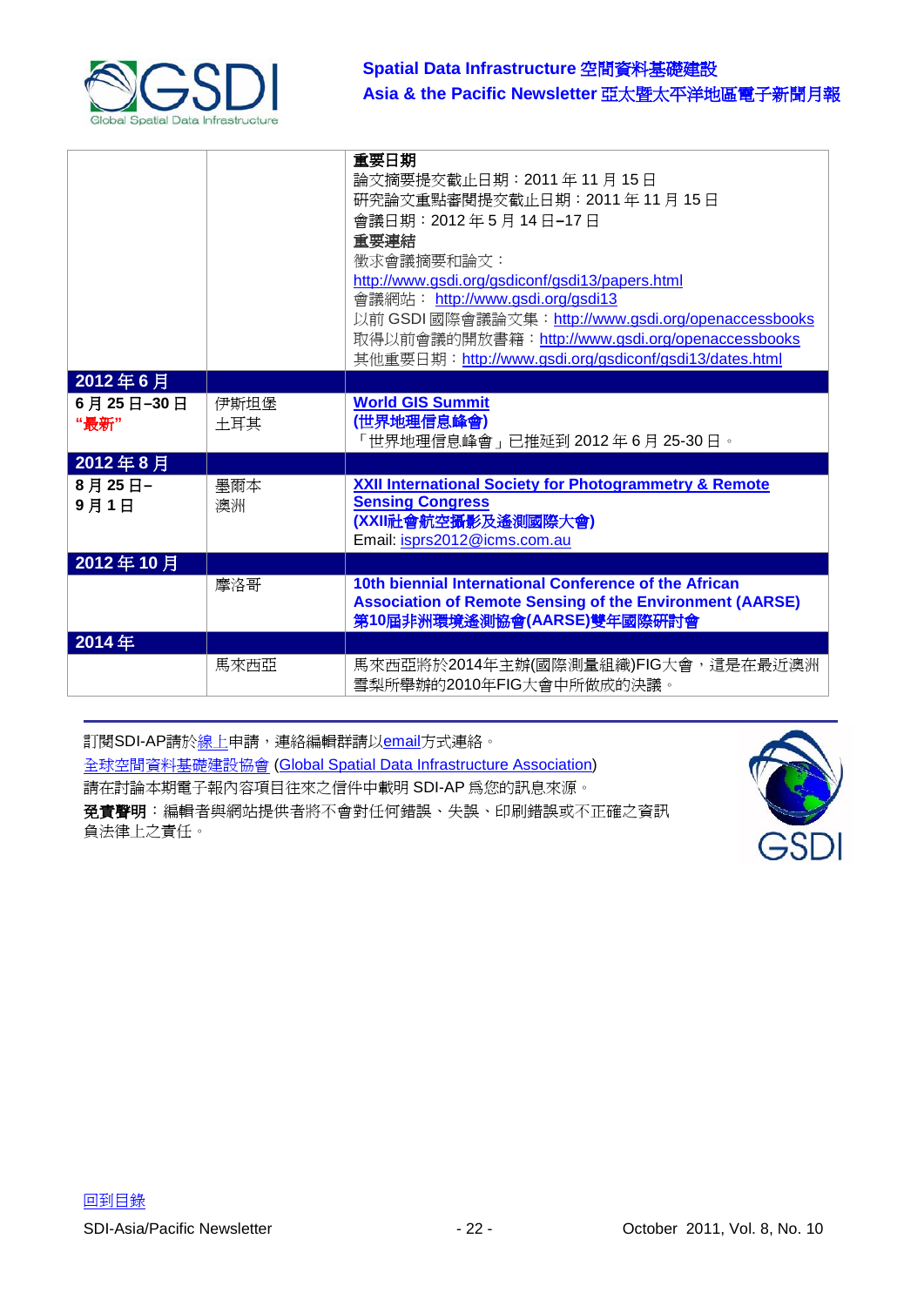| | | |
|---|---|---|
| | | **重要日期**<br>論文摘要提交截止日期：2011 年 11 月 15 日<br>研究論文重點審閱提交截止日期：2011 年 11 月 15 日<br>會議日期：2012 年 5 月 14 日–17 日<br>**重要連結**<br>徵求會議摘要和論文：<br>http://www.gsdi.org/gsdiconf/gsdi13/papers.html<br>會議網站： http://www.gsdi.org/gsdi13<br>以前 GSDI 國際會議論文集：http://www.gsdi.org/openaccessbooks<br>取得以前會議的開放書籍：http://www.gsdi.org/openaccessbooks<br>其他重要日期：http://www.gsdi.org/gsdiconf/gsdi13/dates.html |
| **2012 年 6 月** | | |
| **6 月 25 日–30 日**<br>**"最新"** | 伊斯坦堡<br>土耳其 | **World GIS Summit**<br>**(世界地理信息峰會)**<br>「世界地理信息峰會」已推延到 2012 年 6 月 25-30 日。 |
| **2012 年 8 月** | | |
| **8 月 25 日–**<br>**9 月 1 日** | 墨爾本<br>澳洲 | **XXII International Society for Photogrammetry & Remote Sensing Congress**<br>**(XXII社會航空攝影及遙測國際大會)**<br>Email: isprs2012@icms.com.au |
| **2012 年 10 月** | | |
| | 摩洛哥 | **10th biennial International Conference of the African Association of Remote Sensing of the Environment (AARSE)**<br>**第10屆非洲環境遙測協會(AARSE)雙年國際研討會** |
| **2014 年** | | |
| | 馬來西亞 | 馬來西亞將於2014年主辦(國際測量組織)FIG大會，這是在最近澳洲雪梨所舉辦的2010年FIG大會中所做成的決議。 |

訂閱SDI-AP請於線上申請，連絡編輯群請以email方式連絡。

全球空間資料基礎建設協會 (Global Spatial Data Infrastructure Association)

請在討論本期電子報內容項目往來之信件中載明 SDI-AP 為您的訊息來源。

**免責聲明**：編輯者與網站提供者將不會對任何錯誤、失誤、印刷錯誤或不正確之資訊負法律上之責任。

回到目錄